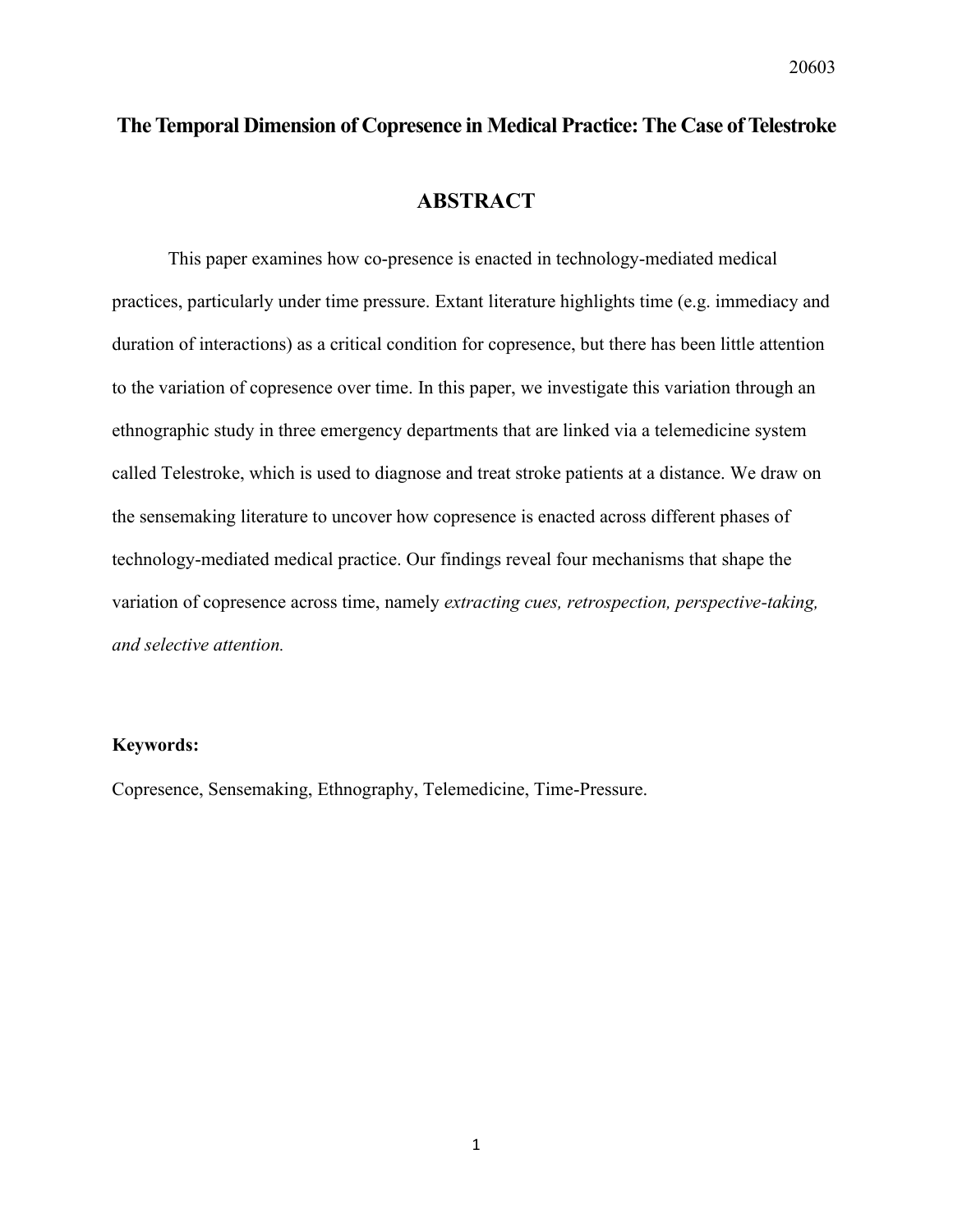# The Temporal Dimension of Copresence in Medical Practice: The Case of Telestroke

## ABSTRACT

This paper examines how co-presence is enacted in technology-mediated medical practices, particularly under time pressure. Extant literature highlights time (e.g. immediacy and duration of interactions) as a critical condition for copresence, but there has been little attention to the variation of copresence over time. In this paper, we investigate this variation through an ethnographic study in three emergency departments that are linked via a telemedicine system called Telestroke, which is used to diagnose and treat stroke patients at a distance. We draw on the sensemaking literature to uncover how copresence is enacted across different phases of technology-mediated medical practice. Our findings reveal four mechanisms that shape the variation of copresence across time, namely *extracting cues, retrospection, perspective-taking, and selective attention.*

**Keywords:**

Copresence, Sensemaking, Ethnography, Telemedicine, Time-Pressure.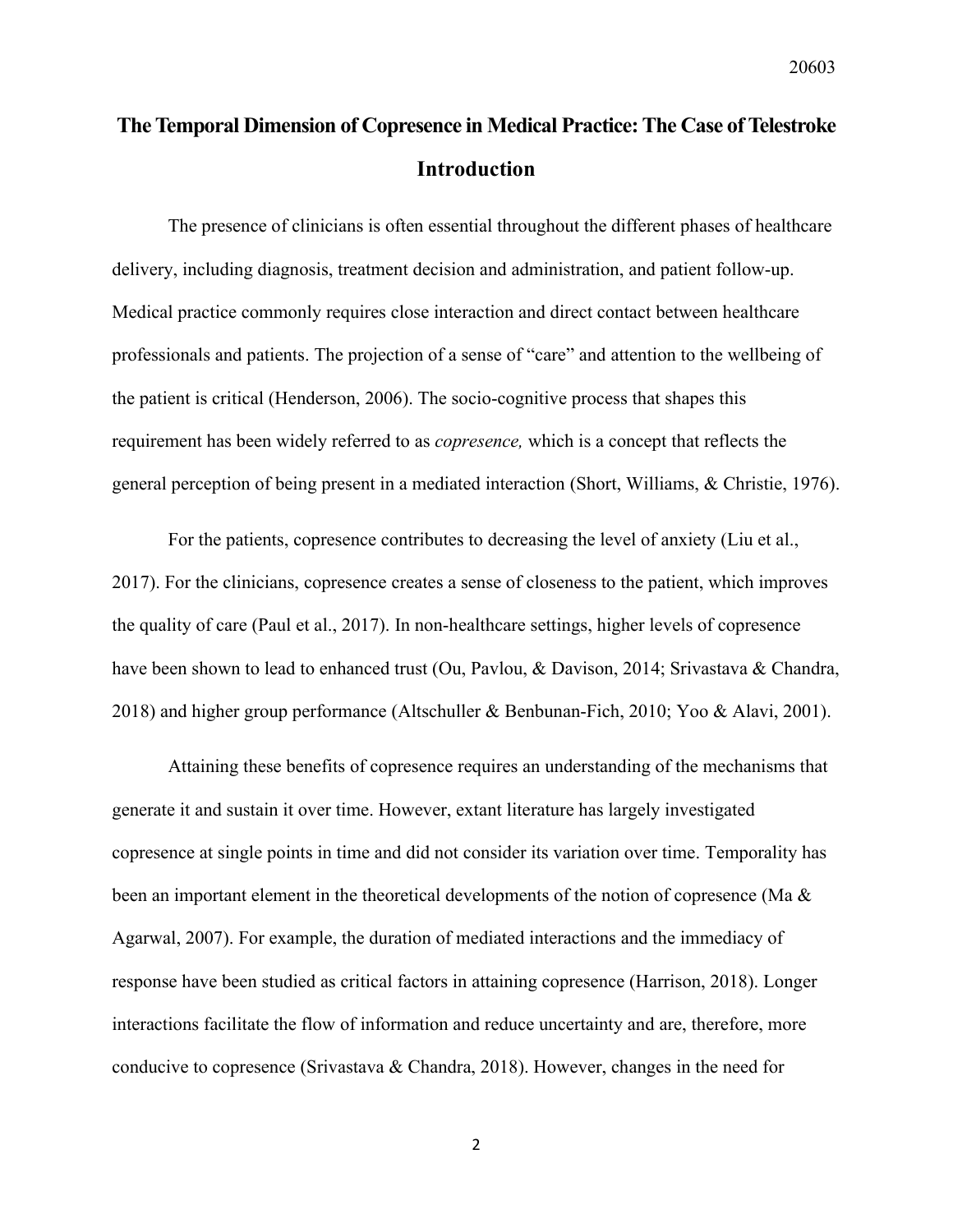# The Temporal Dimension of Copresence in Medical Practice: The Case of Telestroke

## Introduction

The presence of clinicians is often essential throughout the different phases of healthcare delivery, including diagnosis, treatment decision and administration, and patient follow-up. Medical practice commonly requires close interaction and direct contact between healthcare professionals and patients. The projection of a sense of "care" and attention to the wellbeing of the patient is critical (Henderson, 2006). The socio-cognitive process that shapes this requirement has been widely referred to as *copresence,* which is a concept that reflects the general perception of being present in a mediated interaction (Short, Williams, & Christie, 1976).

For the patients, copresence contributes to decreasing the level of anxiety (Liu et al., 2017). For the clinicians, copresence creates a sense of closeness to the patient, which improves the quality of care (Paul et al., 2017). In non-healthcare settings, higher levels of copresence have been shown to lead to enhanced trust (Ou, Pavlou, & Davison, 2014; Srivastava & Chandra, 2018) and higher group performance (Altschuller & Benbunan-Fich, 2010; Yoo & Alavi, 2001).

Attaining these benefits of copresence requires an understanding of the mechanisms that generate it and sustain it over time. However, extant literature has largely investigated copresence at single points in time and did not consider its variation over time. Temporality has been an important element in the theoretical developments of the notion of copresence (Ma & Agarwal, 2007). For example, the duration of mediated interactions and the immediacy of response have been studied as critical factors in attaining copresence (Harrison, 2018). Longer interactions facilitate the flow of information and reduce uncertainty and are, therefore, more conducive to copresence (Srivastava & Chandra, 2018). However, changes in the need for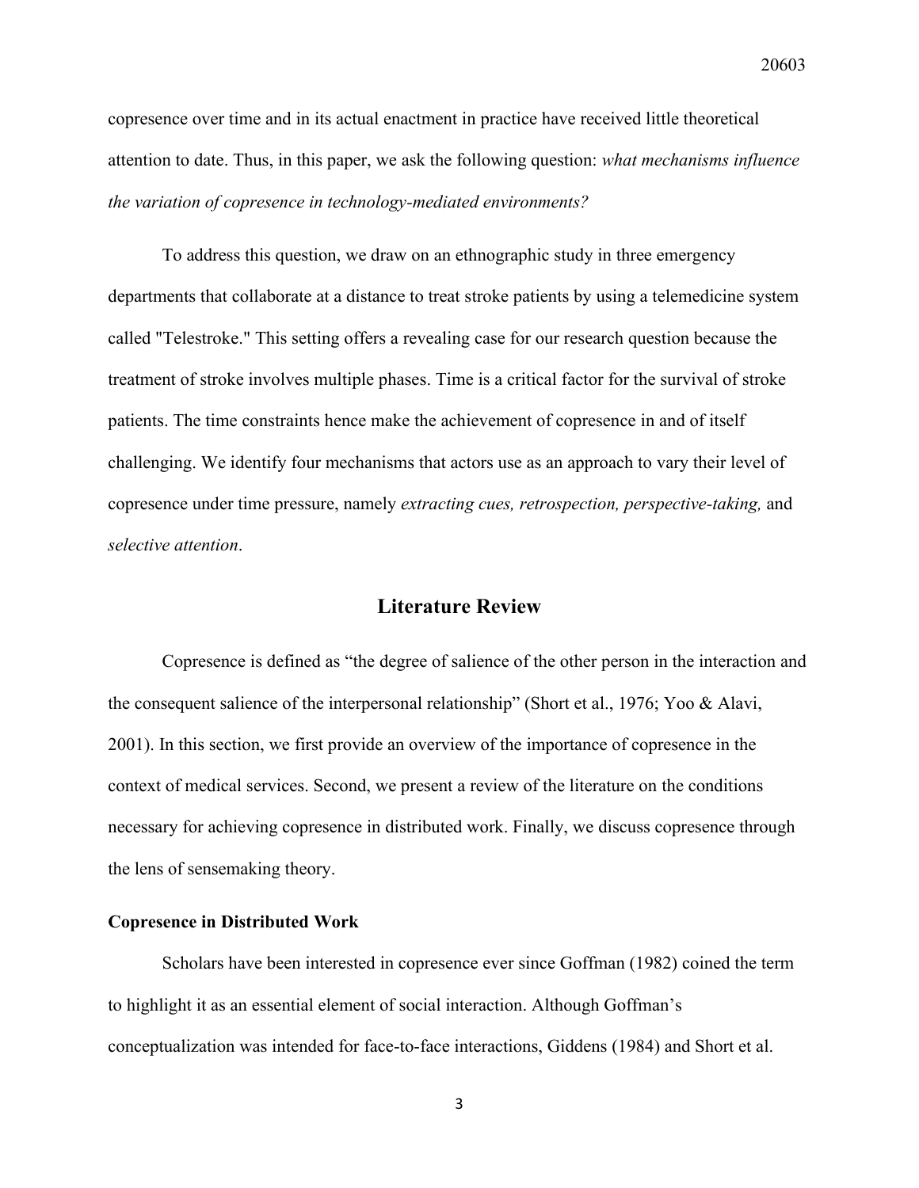copresence over time and in its actual enactment in practice have received little theoretical attention to date. Thus, in this paper, we ask the following question: *what mechanisms influence the variation of copresence in technology-mediated environments?*

To address this question, we draw on an ethnographic study in three emergency departments that collaborate at a distance to treat stroke patients by using a telemedicine system called "Telestroke." This setting offers a revealing case for our research question because the treatment of stroke involves multiple phases. Time is a critical factor for the survival of stroke patients. The time constraints hence make the achievement of copresence in and of itself challenging. We identify four mechanisms that actors use as an approach to vary their level of copresence under time pressure, namely *extracting cues, retrospection, perspective-taking,* and *selective attention*.

## Literature Review

Copresence is defined as "the degree of salience of the other person in the interaction and the consequent salience of the interpersonal relationship" (Short et al., 1976; Yoo & Alavi, 2001). In this section, we first provide an overview of the importance of copresence in the context of medical services. Second, we present a review of the literature on the conditions necessary for achieving copresence in distributed work. Finally, we discuss copresence through the lens of sensemaking theory.

### Copresence in Distributed Work

Scholars have been interested in copresence ever since Goffman (1982) coined the term to highlight it as an essential element of social interaction. Although Goffman's conceptualization was intended for face-to-face interactions, Giddens (1984) and Short et al.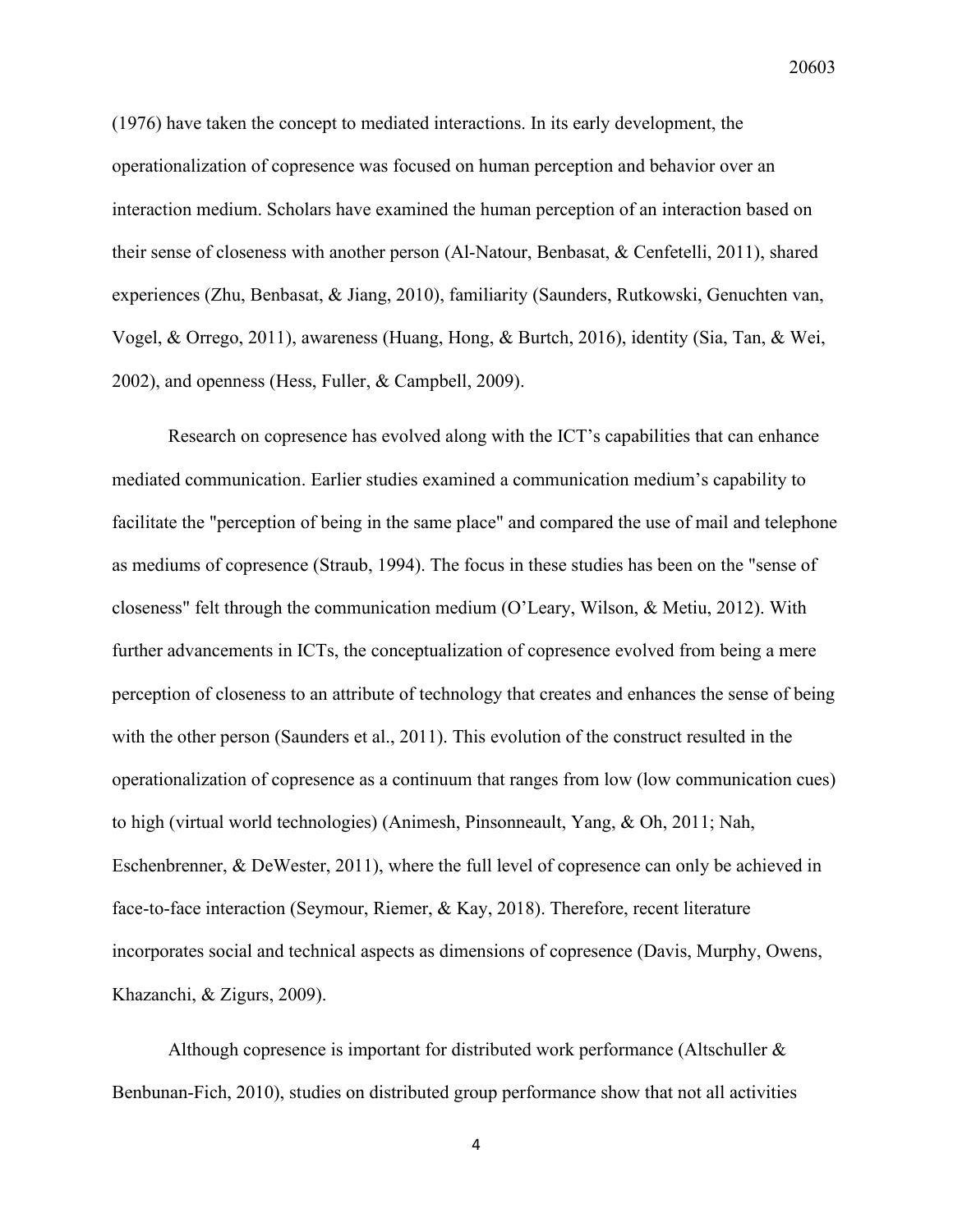(1976) have taken the concept to mediated interactions. In its early development, the operationalization of copresence was focused on human perception and behavior over an interaction medium. Scholars have examined the human perception of an interaction based on their sense of closeness with another person (Al-Natour, Benbasat, & Cenfetelli, 2011), shared experiences (Zhu, Benbasat, & Jiang, 2010), familiarity (Saunders, Rutkowski, Genuchten van, Vogel, & Orrego, 2011), awareness (Huang, Hong, & Burtch, 2016), identity (Sia, Tan, & Wei, 2002), and openness (Hess, Fuller, & Campbell, 2009).

Research on copresence has evolved along with the ICT's capabilities that can enhance mediated communication. Earlier studies examined a communication medium's capability to facilitate the "perception of being in the same place" and compared the use of mail and telephone as mediums of copresence (Straub, 1994). The focus in these studies has been on the "sense of closeness" felt through the communication medium (O'Leary, Wilson, & Metiu, 2012). With further advancements in ICTs, the conceptualization of copresence evolved from being a mere perception of closeness to an attribute of technology that creates and enhances the sense of being with the other person (Saunders et al., 2011). This evolution of the construct resulted in the operationalization of copresence as a continuum that ranges from low (low communication cues) to high (virtual world technologies) (Animesh, Pinsonneault, Yang, & Oh, 2011; Nah, Eschenbrenner, & DeWester, 2011), where the full level of copresence can only be achieved in face-to-face interaction (Seymour, Riemer, & Kay, 2018). Therefore, recent literature incorporates social and technical aspects as dimensions of copresence (Davis, Murphy, Owens, Khazanchi, & Zigurs, 2009).

Although copresence is important for distributed work performance (Altschuller & Benbunan-Fich, 2010), studies on distributed group performance show that not all activities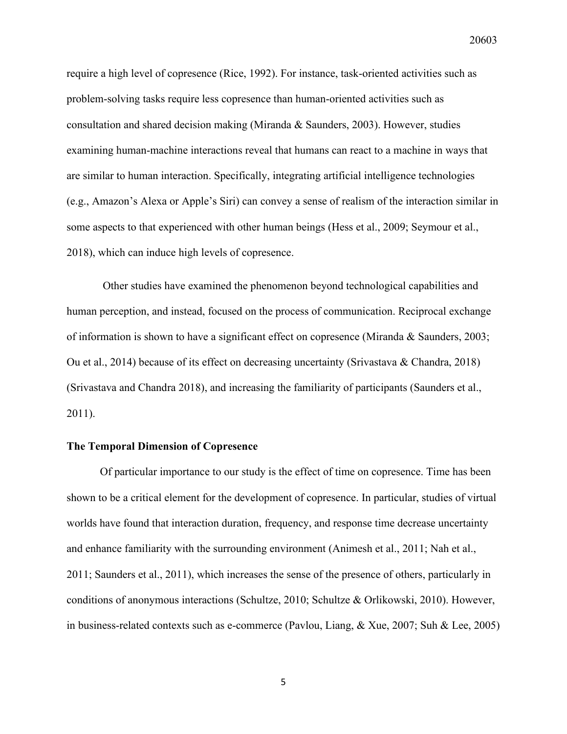require a high level of copresence (Rice, 1992). For instance, task-oriented activities such as problem-solving tasks require less copresence than human-oriented activities such as consultation and shared decision making (Miranda & Saunders, 2003). However, studies examining human-machine interactions reveal that humans can react to a machine in ways that are similar to human interaction. Specifically, integrating artificial intelligence technologies (e.g., Amazon's Alexa or Apple's Siri) can convey a sense of realism of the interaction similar in some aspects to that experienced with other human beings (Hess et al., 2009; Seymour et al., 2018), which can induce high levels of copresence.

Other studies have examined the phenomenon beyond technological capabilities and human perception, and instead, focused on the process of communication. Reciprocal exchange of information is shown to have a significant effect on copresence (Miranda & Saunders, 2003; Ou et al., 2014) because of its effect on decreasing uncertainty (Srivastava & Chandra, 2018) (Srivastava and Chandra 2018), and increasing the familiarity of participants (Saunders et al., 2011).

### The Temporal Dimension of Copresence

Of particular importance to our study is the effect of time on copresence. Time has been shown to be a critical element for the development of copresence. In particular, studies of virtual worlds have found that interaction duration, frequency, and response time decrease uncertainty and enhance familiarity with the surrounding environment (Animesh et al., 2011; Nah et al., 2011; Saunders et al., 2011), which increases the sense of the presence of others, particularly in conditions of anonymous interactions (Schultze, 2010; Schultze & Orlikowski, 2010). However, in business-related contexts such as e-commerce (Pavlou, Liang, & Xue, 2007; Suh & Lee, 2005)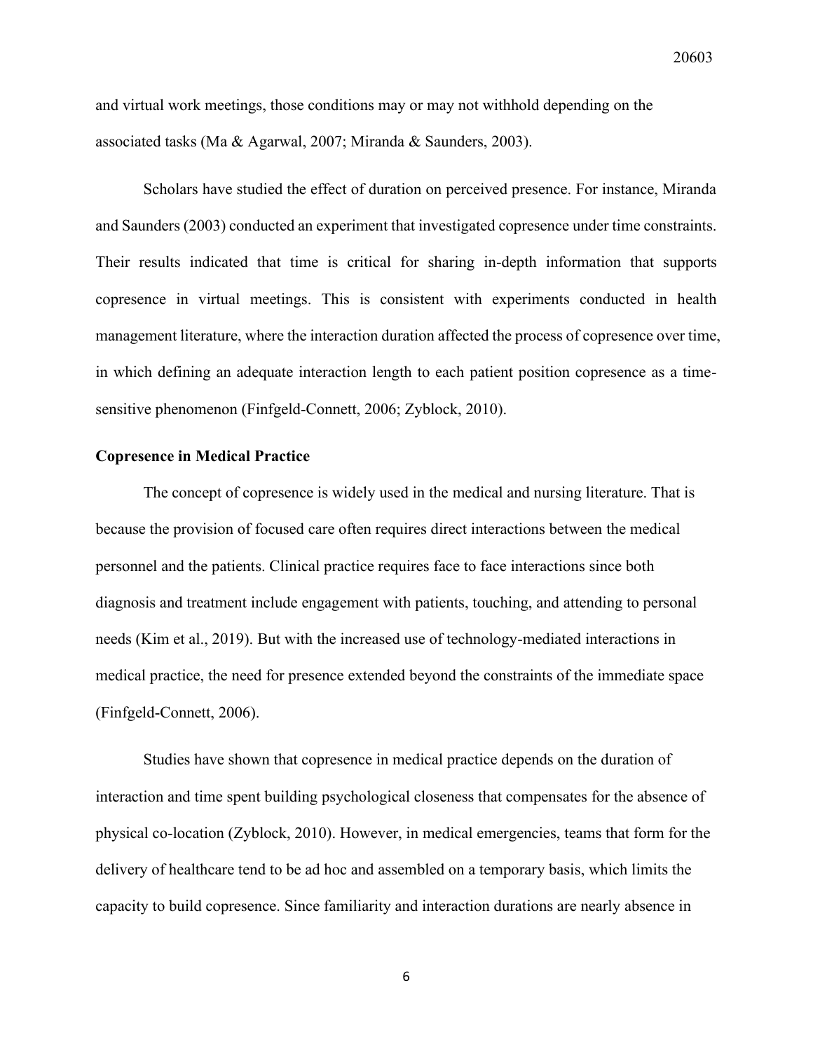and virtual work meetings, those conditions may or may not withhold depending on the associated tasks (Ma & Agarwal, 2007; Miranda & Saunders, 2003).

Scholars have studied the effect of duration on perceived presence. For instance, Miranda and Saunders (2003) conducted an experiment that investigated copresence under time constraints. Their results indicated that time is critical for sharing in-depth information that supports copresence in virtual meetings. This is consistent with experiments conducted in health management literature, where the interaction duration affected the process of copresence over time, in which defining an adequate interaction length to each patient position copresence as a time-sensitive phenomenon (Finfgeld-Connett, 2006; Zyblock, 2010).

**Copresence in Medical Practice**

The concept of copresence is widely used in the medical and nursing literature. That is because the provision of focused care often requires direct interactions between the medical personnel and the patients. Clinical practice requires face to face interactions since both diagnosis and treatment include engagement with patients, touching, and attending to personal needs (Kim et al., 2019). But with the increased use of technology-mediated interactions in medical practice, the need for presence extended beyond the constraints of the immediate space (Finfgeld-Connett, 2006).

Studies have shown that copresence in medical practice depends on the duration of interaction and time spent building psychological closeness that compensates for the absence of physical co-location (Zyblock, 2010). However, in medical emergencies, teams that form for the delivery of healthcare tend to be ad hoc and assembled on a temporary basis, which limits the capacity to build copresence. Since familiarity and interaction durations are nearly absence in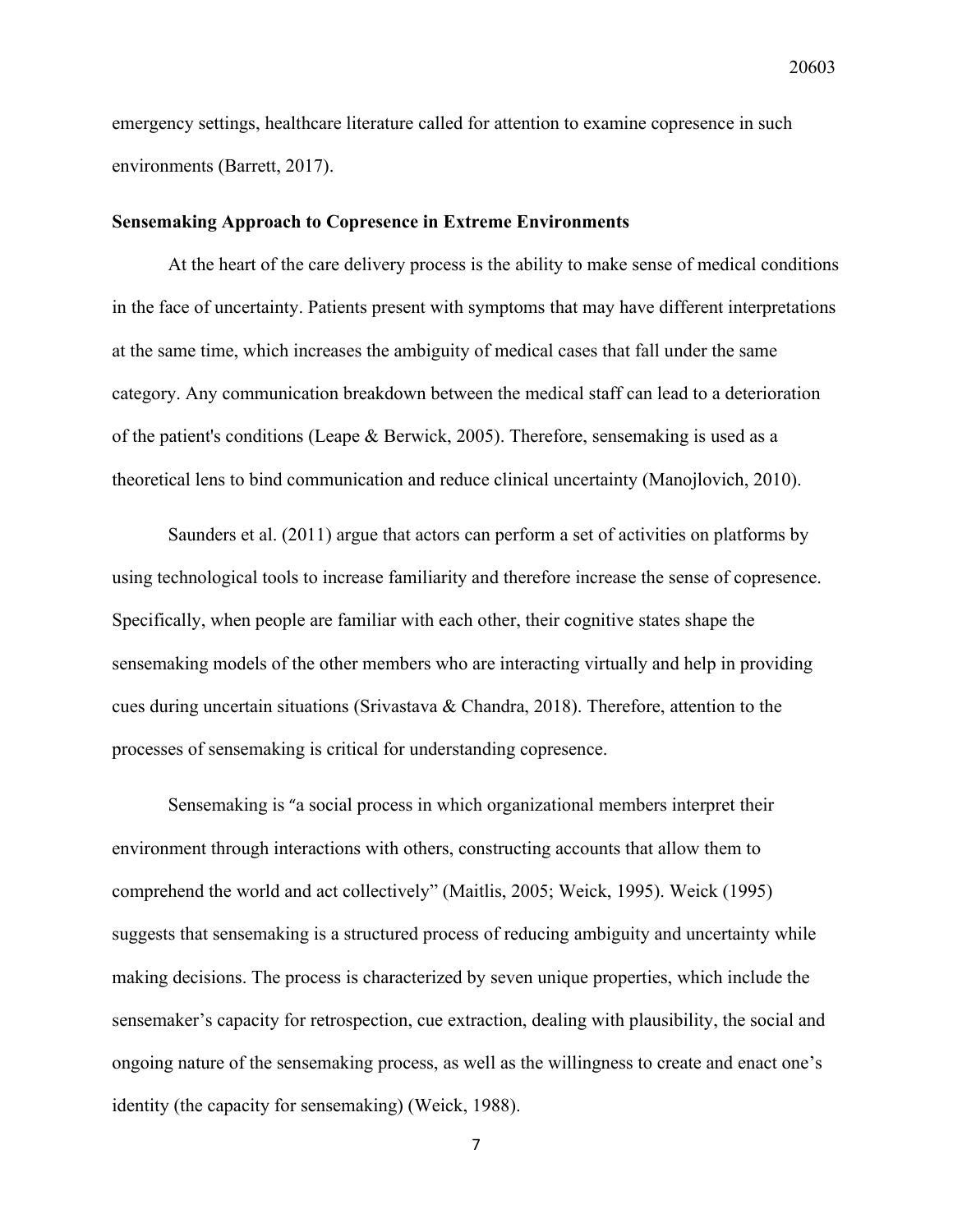emergency settings, healthcare literature called for attention to examine copresence in such environments (Barrett, 2017).

### Sensemaking Approach to Copresence in Extreme Environments

At the heart of the care delivery process is the ability to make sense of medical conditions in the face of uncertainty. Patients present with symptoms that may have different interpretations at the same time, which increases the ambiguity of medical cases that fall under the same category. Any communication breakdown between the medical staff can lead to a deterioration of the patient's conditions (Leape & Berwick, 2005). Therefore, sensemaking is used as a theoretical lens to bind communication and reduce clinical uncertainty (Manojlovich, 2010).

Saunders et al. (2011) argue that actors can perform a set of activities on platforms by using technological tools to increase familiarity and therefore increase the sense of copresence. Specifically, when people are familiar with each other, their cognitive states shape the sensemaking models of the other members who are interacting virtually and help in providing cues during uncertain situations (Srivastava & Chandra, 2018). Therefore, attention to the processes of sensemaking is critical for understanding copresence.

Sensemaking is "a social process in which organizational members interpret their environment through interactions with others, constructing accounts that allow them to comprehend the world and act collectively" (Maitlis, 2005; Weick, 1995). Weick (1995) suggests that sensemaking is a structured process of reducing ambiguity and uncertainty while making decisions. The process is characterized by seven unique properties, which include the sensemaker's capacity for retrospection, cue extraction, dealing with plausibility, the social and ongoing nature of the sensemaking process, as well as the willingness to create and enact one's identity (the capacity for sensemaking) (Weick, 1988).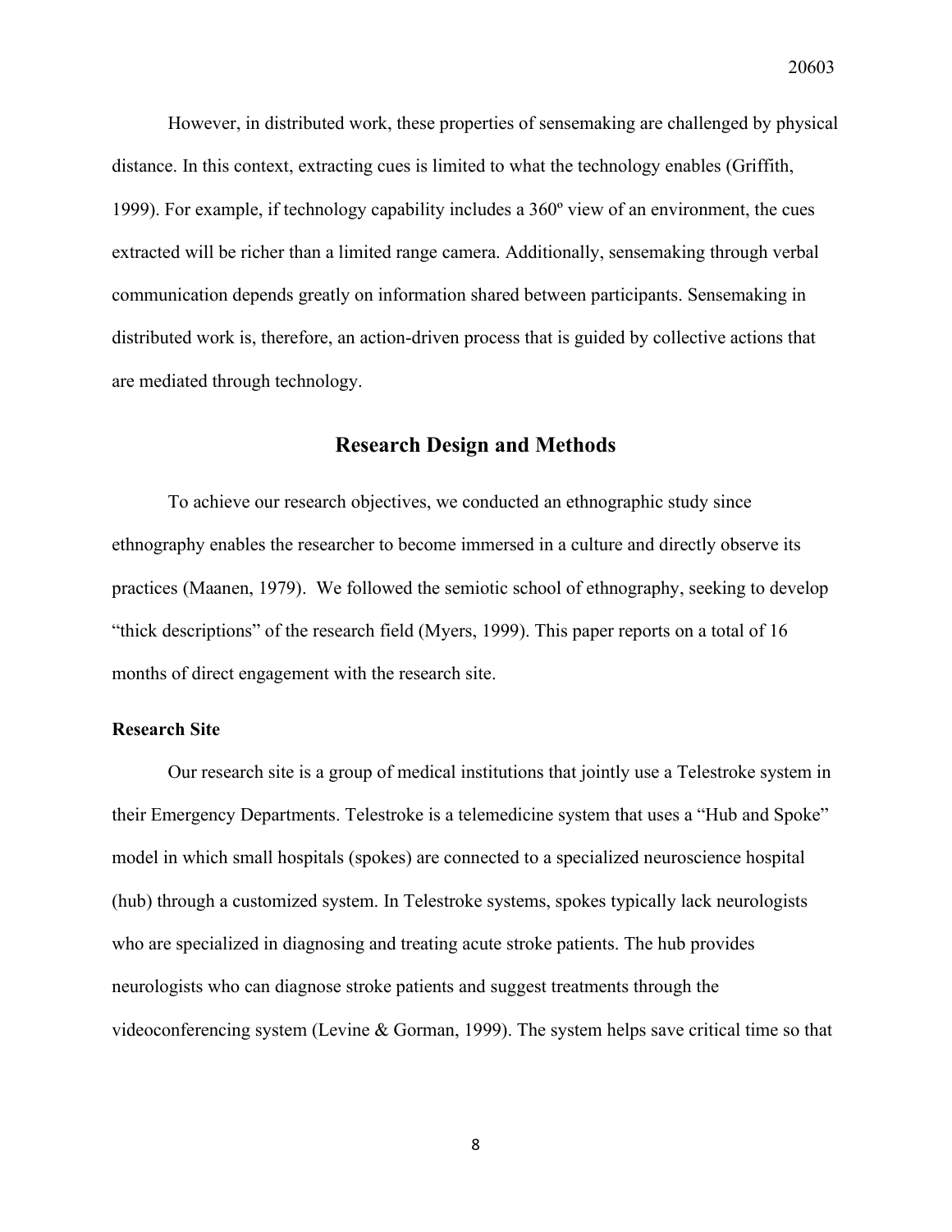However, in distributed work, these properties of sensemaking are challenged by physical distance. In this context, extracting cues is limited to what the technology enables (Griffith, 1999). For example, if technology capability includes a 360º view of an environment, the cues extracted will be richer than a limited range camera. Additionally, sensemaking through verbal communication depends greatly on information shared between participants. Sensemaking in distributed work is, therefore, an action-driven process that is guided by collective actions that are mediated through technology.

## Research Design and Methods

To achieve our research objectives, we conducted an ethnographic study since ethnography enables the researcher to become immersed in a culture and directly observe its practices (Maanen, 1979). We followed the semiotic school of ethnography, seeking to develop "thick descriptions" of the research field (Myers, 1999). This paper reports on a total of 16 months of direct engagement with the research site.

### Research Site

Our research site is a group of medical institutions that jointly use a Telestroke system in their Emergency Departments. Telestroke is a telemedicine system that uses a "Hub and Spoke" model in which small hospitals (spokes) are connected to a specialized neuroscience hospital (hub) through a customized system. In Telestroke systems, spokes typically lack neurologists who are specialized in diagnosing and treating acute stroke patients. The hub provides neurologists who can diagnose stroke patients and suggest treatments through the videoconferencing system (Levine & Gorman, 1999). The system helps save critical time so that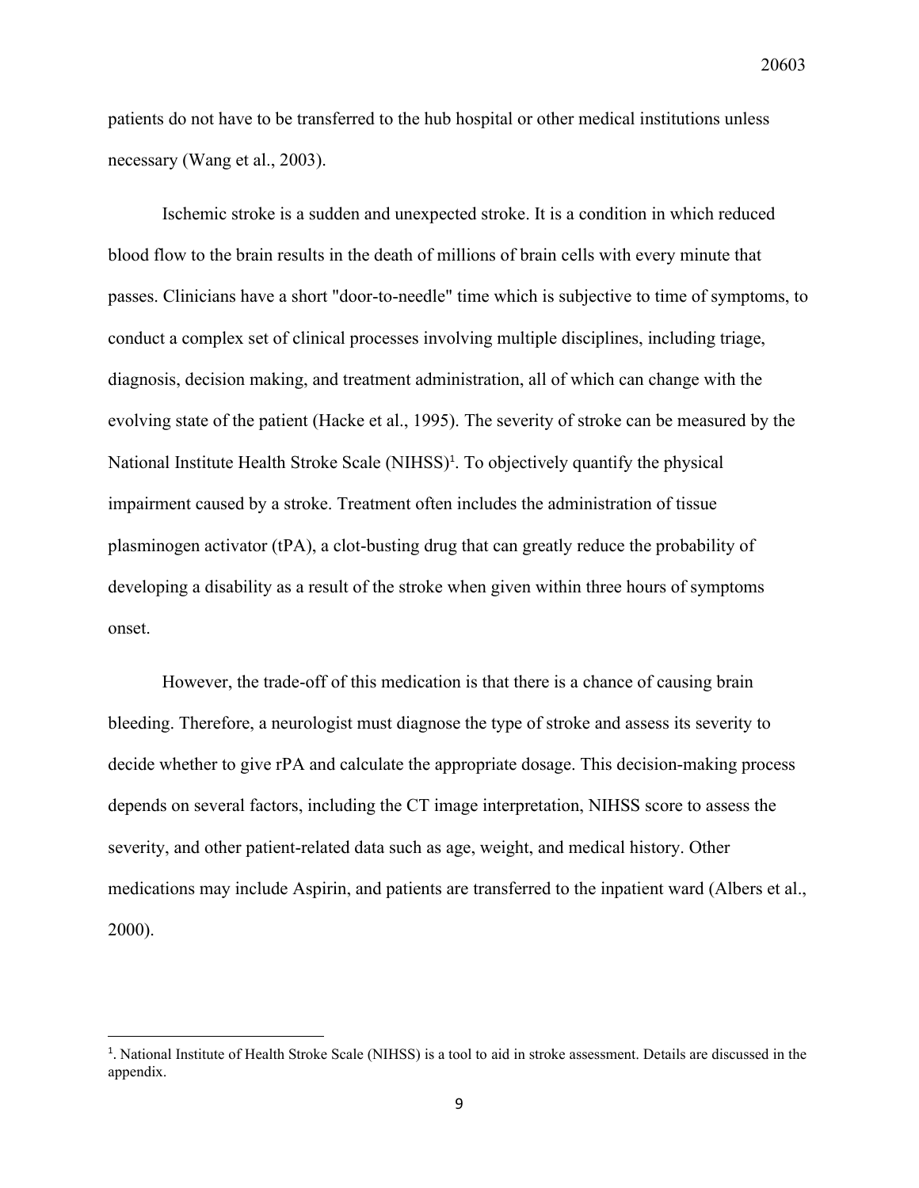patients do not have to be transferred to the hub hospital or other medical institutions unless necessary (Wang et al., 2003).

Ischemic stroke is a sudden and unexpected stroke. It is a condition in which reduced blood flow to the brain results in the death of millions of brain cells with every minute that passes. Clinicians have a short "door-to-needle" time which is subjective to time of symptoms, to conduct a complex set of clinical processes involving multiple disciplines, including triage, diagnosis, decision making, and treatment administration, all of which can change with the evolving state of the patient (Hacke et al., 1995). The severity of stroke can be measured by the National Institute Health Stroke Scale (NIHSS)[1]. To objectively quantify the physical impairment caused by a stroke. Treatment often includes the administration of tissue plasminogen activator (tPA), a clot-busting drug that can greatly reduce the probability of developing a disability as a result of the stroke when given within three hours of symptoms onset.

However, the trade-off of this medication is that there is a chance of causing brain bleeding. Therefore, a neurologist must diagnose the type of stroke and assess its severity to decide whether to give rPA and calculate the appropriate dosage. This decision-making process depends on several factors, including the CT image interpretation, NIHSS score to assess the severity, and other patient-related data such as age, weight, and medical history. Other medications may include Aspirin, and patients are transferred to the inpatient ward (Albers et al., 2000).

---

[1]. National Institute of Health Stroke Scale (NIHSS) is a tool to aid in stroke assessment. Details are discussed in the appendix.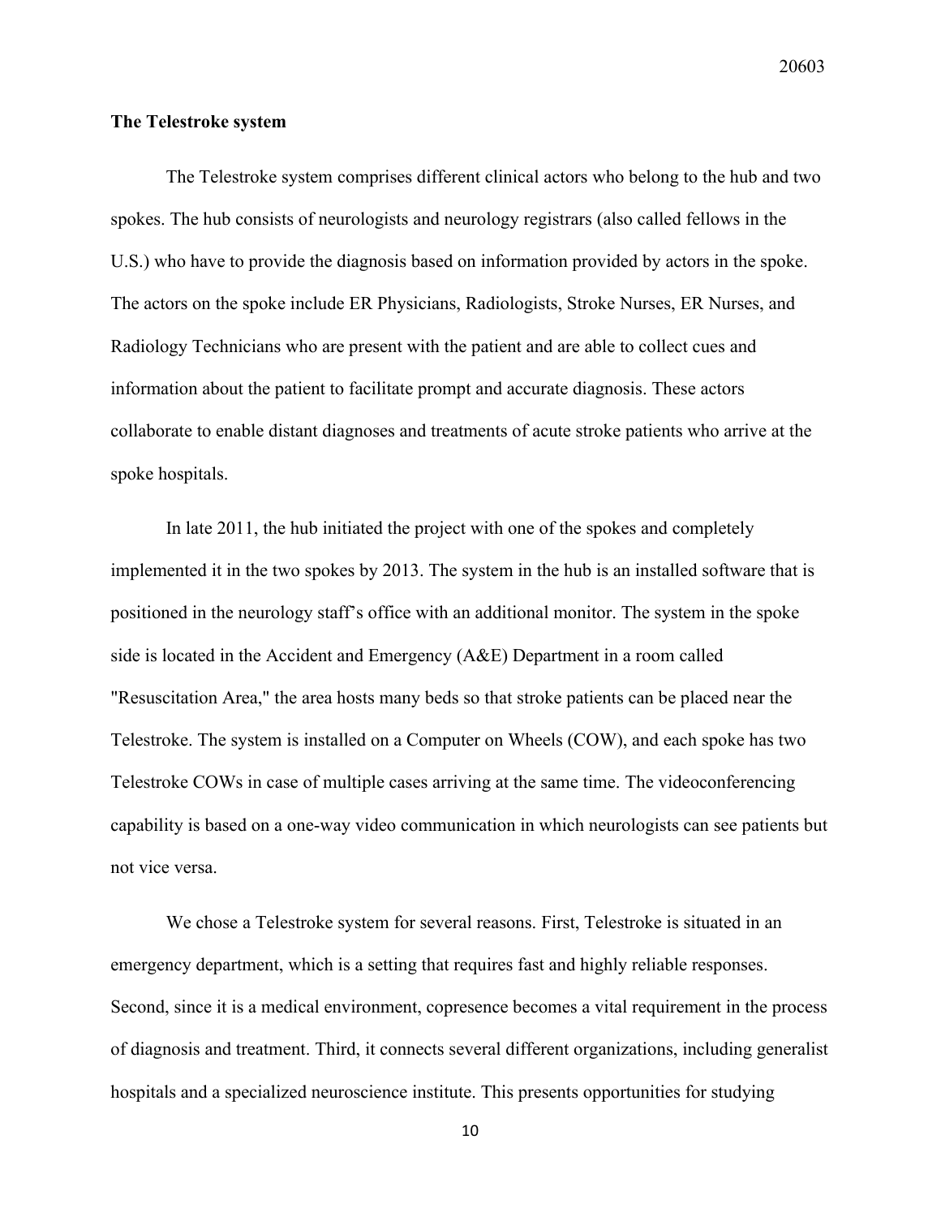**The Telestroke system**

The Telestroke system comprises different clinical actors who belong to the hub and two spokes. The hub consists of neurologists and neurology registrars (also called fellows in the U.S.) who have to provide the diagnosis based on information provided by actors in the spoke. The actors on the spoke include ER Physicians, Radiologists, Stroke Nurses, ER Nurses, and Radiology Technicians who are present with the patient and are able to collect cues and information about the patient to facilitate prompt and accurate diagnosis. These actors collaborate to enable distant diagnoses and treatments of acute stroke patients who arrive at the spoke hospitals.

In late 2011, the hub initiated the project with one of the spokes and completely implemented it in the two spokes by 2013. The system in the hub is an installed software that is positioned in the neurology staff's office with an additional monitor. The system in the spoke side is located in the Accident and Emergency (A&E) Department in a room called "Resuscitation Area," the area hosts many beds so that stroke patients can be placed near the Telestroke. The system is installed on a Computer on Wheels (COW), and each spoke has two Telestroke COWs in case of multiple cases arriving at the same time. The videoconferencing capability is based on a one-way video communication in which neurologists can see patients but not vice versa.

We chose a Telestroke system for several reasons. First, Telestroke is situated in an emergency department, which is a setting that requires fast and highly reliable responses. Second, since it is a medical environment, copresence becomes a vital requirement in the process of diagnosis and treatment. Third, it connects several different organizations, including generalist hospitals and a specialized neuroscience institute. This presents opportunities for studying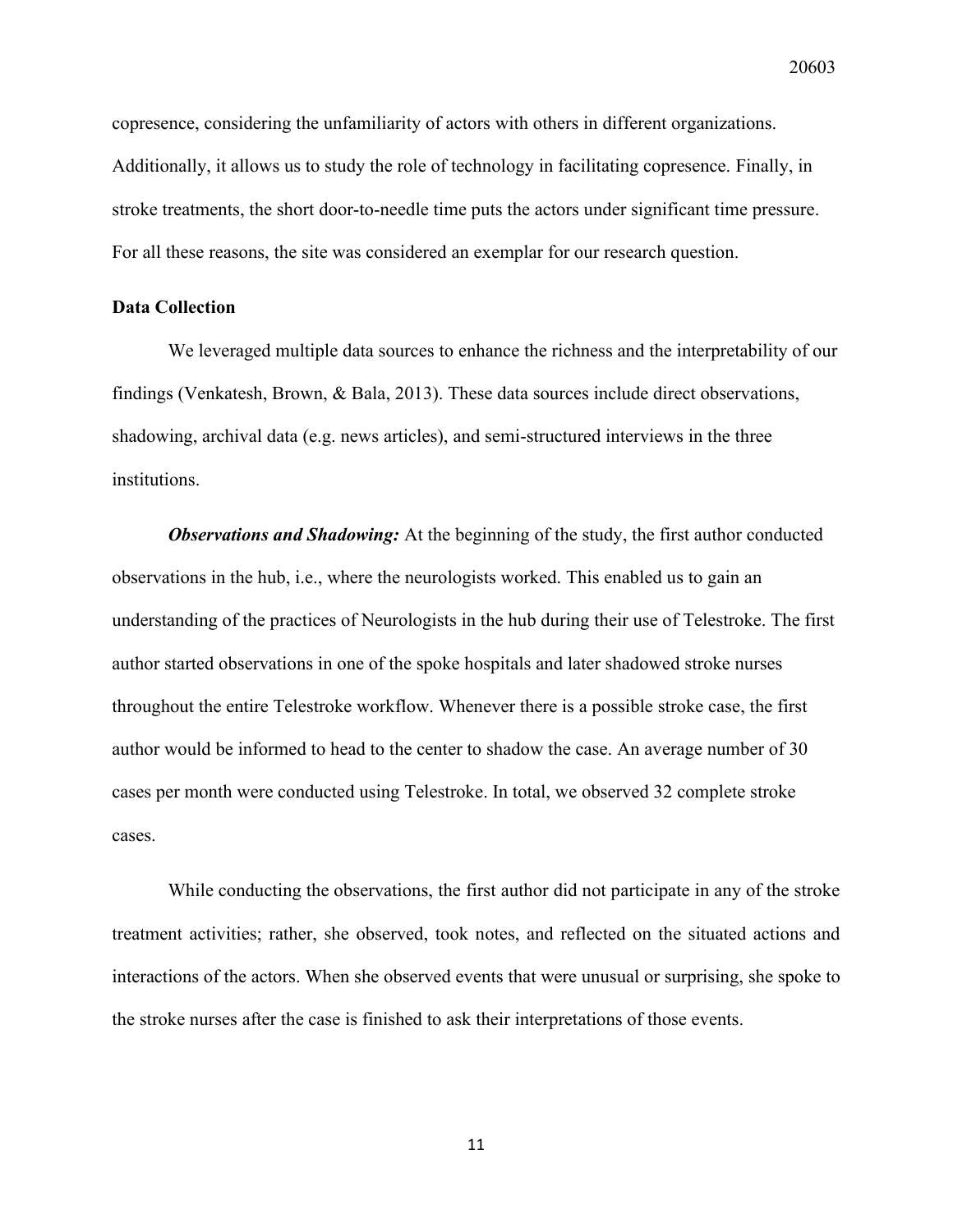copresence, considering the unfamiliarity of actors with others in different organizations. Additionally, it allows us to study the role of technology in facilitating copresence. Finally, in stroke treatments, the short door-to-needle time puts the actors under significant time pressure. For all these reasons, the site was considered an exemplar for our research question.

**Data Collection**

We leveraged multiple data sources to enhance the richness and the interpretability of our findings (Venkatesh, Brown, & Bala, 2013). These data sources include direct observations, shadowing, archival data (e.g. news articles), and semi-structured interviews in the three institutions.

***Observations and Shadowing:*** At the beginning of the study, the first author conducted observations in the hub, i.e., where the neurologists worked. This enabled us to gain an understanding of the practices of Neurologists in the hub during their use of Telestroke. The first author started observations in one of the spoke hospitals and later shadowed stroke nurses throughout the entire Telestroke workflow. Whenever there is a possible stroke case, the first author would be informed to head to the center to shadow the case. An average number of 30 cases per month were conducted using Telestroke. In total, we observed 32 complete stroke cases.

While conducting the observations, the first author did not participate in any of the stroke treatment activities; rather, she observed, took notes, and reflected on the situated actions and interactions of the actors. When she observed events that were unusual or surprising, she spoke to the stroke nurses after the case is finished to ask their interpretations of those events.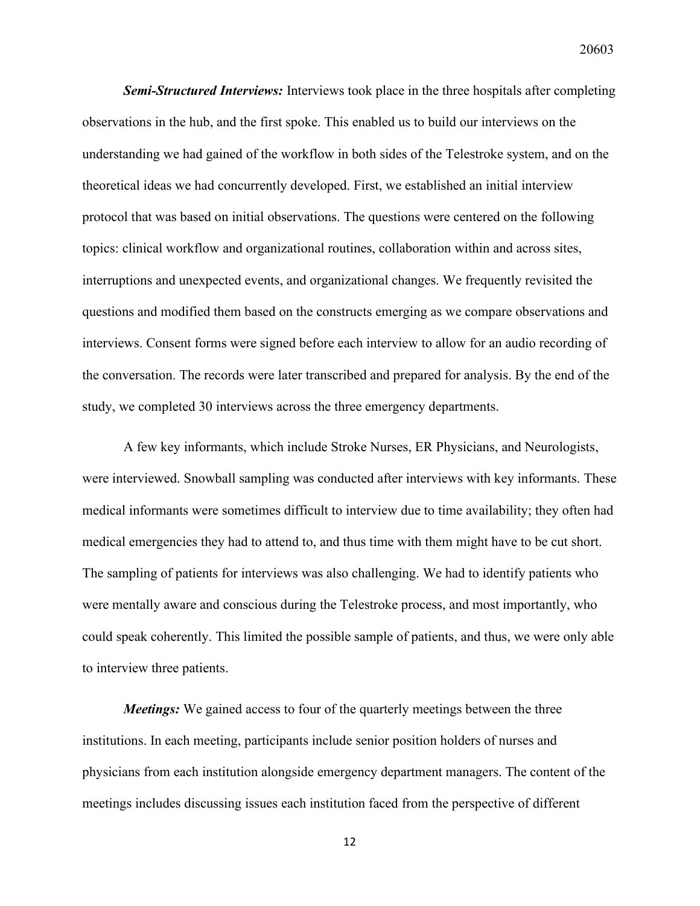***Semi-Structured Interviews:*** Interviews took place in the three hospitals after completing observations in the hub, and the first spoke. This enabled us to build our interviews on the understanding we had gained of the workflow in both sides of the Telestroke system, and on the theoretical ideas we had concurrently developed. First, we established an initial interview protocol that was based on initial observations. The questions were centered on the following topics: clinical workflow and organizational routines, collaboration within and across sites, interruptions and unexpected events, and organizational changes. We frequently revisited the questions and modified them based on the constructs emerging as we compare observations and interviews. Consent forms were signed before each interview to allow for an audio recording of the conversation. The records were later transcribed and prepared for analysis. By the end of the study, we completed 30 interviews across the three emergency departments.

A few key informants, which include Stroke Nurses, ER Physicians, and Neurologists, were interviewed. Snowball sampling was conducted after interviews with key informants. These medical informants were sometimes difficult to interview due to time availability; they often had medical emergencies they had to attend to, and thus time with them might have to be cut short. The sampling of patients for interviews was also challenging. We had to identify patients who were mentally aware and conscious during the Telestroke process, and most importantly, who could speak coherently. This limited the possible sample of patients, and thus, we were only able to interview three patients.

***Meetings:*** We gained access to four of the quarterly meetings between the three institutions. In each meeting, participants include senior position holders of nurses and physicians from each institution alongside emergency department managers. The content of the meetings includes discussing issues each institution faced from the perspective of different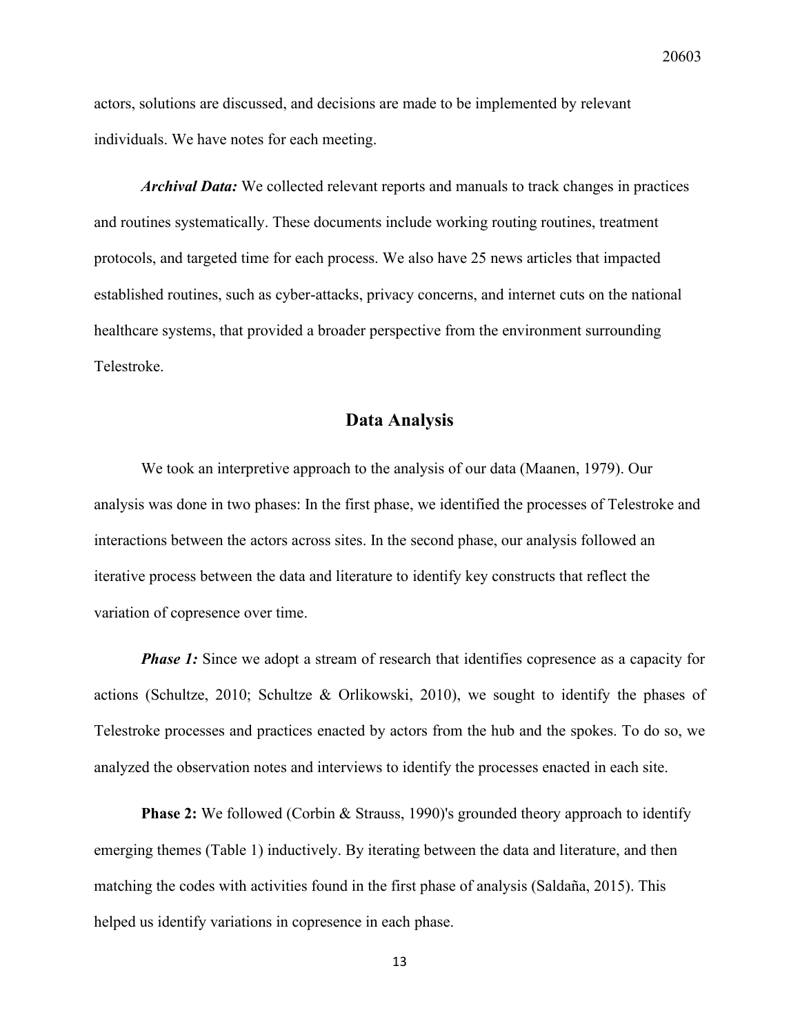actors, solutions are discussed, and decisions are made to be implemented by relevant individuals. We have notes for each meeting.

***Archival Data:*** We collected relevant reports and manuals to track changes in practices and routines systematically. These documents include working routing routines, treatment protocols, and targeted time for each process. We also have 25 news articles that impacted established routines, such as cyber-attacks, privacy concerns, and internet cuts on the national healthcare systems, that provided a broader perspective from the environment surrounding Telestroke.

## Data Analysis

We took an interpretive approach to the analysis of our data (Maanen, 1979). Our analysis was done in two phases: In the first phase, we identified the processes of Telestroke and interactions between the actors across sites. In the second phase, our analysis followed an iterative process between the data and literature to identify key constructs that reflect the variation of copresence over time.

***Phase 1:*** Since we adopt a stream of research that identifies copresence as a capacity for actions (Schultze, 2010; Schultze & Orlikowski, 2010), we sought to identify the phases of Telestroke processes and practices enacted by actors from the hub and the spokes. To do so, we analyzed the observation notes and interviews to identify the processes enacted in each site.

**Phase 2:** We followed (Corbin & Strauss, 1990)'s grounded theory approach to identify emerging themes (Table 1) inductively. By iterating between the data and literature, and then matching the codes with activities found in the first phase of analysis (Saldaña, 2015). This helped us identify variations in copresence in each phase.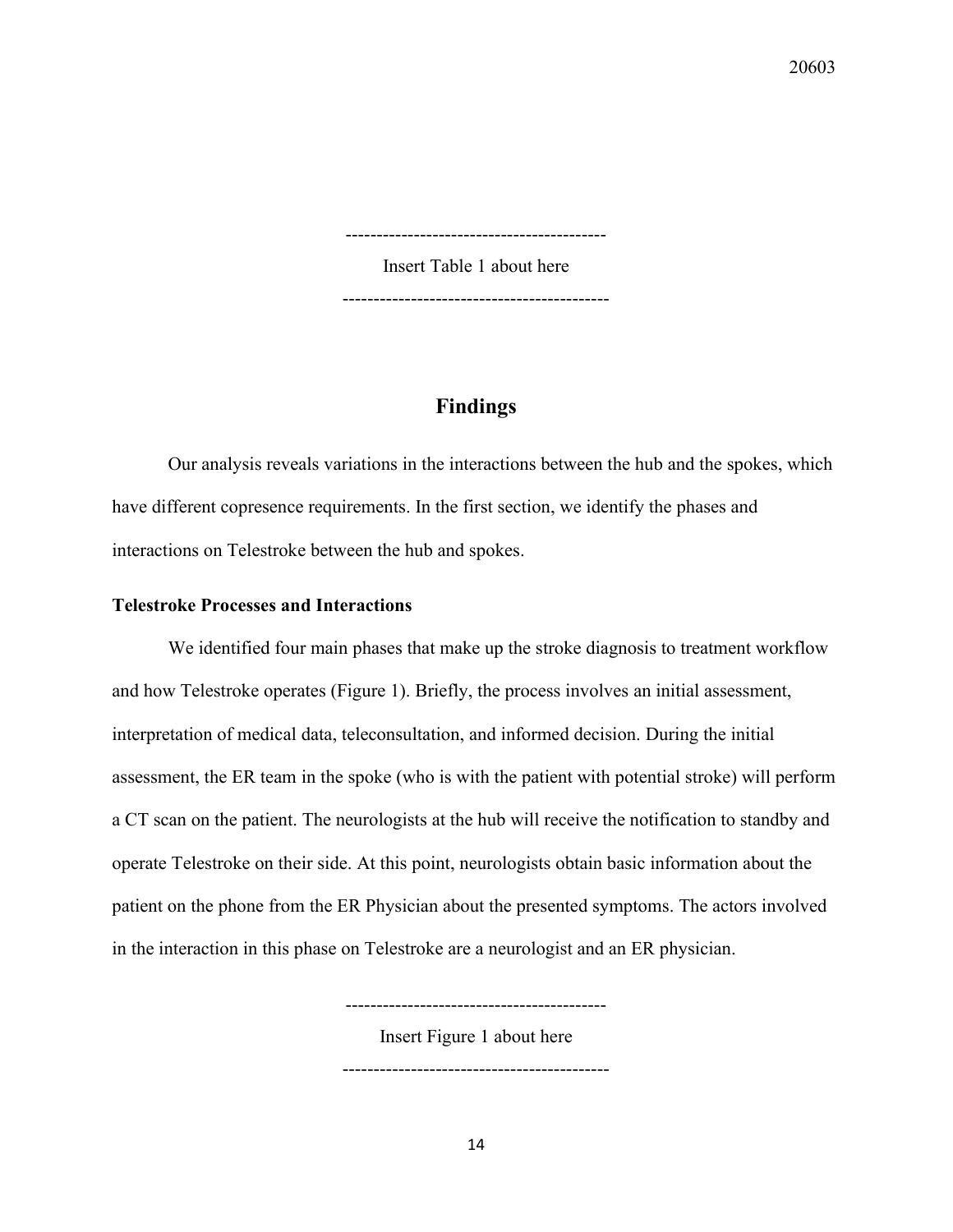------------------------------------------

Insert Table 1 about here

-------------------------------------------

## Findings

Our analysis reveals variations in the interactions between the hub and the spokes, which have different copresence requirements. In the first section, we identify the phases and interactions on Telestroke between the hub and spokes.

### Telestroke Processes and Interactions

We identified four main phases that make up the stroke diagnosis to treatment workflow and how Telestroke operates (Figure 1). Briefly, the process involves an initial assessment, interpretation of medical data, teleconsultation, and informed decision. During the initial assessment, the ER team in the spoke (who is with the patient with potential stroke) will perform a CT scan on the patient. The neurologists at the hub will receive the notification to standby and operate Telestroke on their side. At this point, neurologists obtain basic information about the patient on the phone from the ER Physician about the presented symptoms. The actors involved in the interaction in this phase on Telestroke are a neurologist and an ER physician.

------------------------------------------

Insert Figure 1 about here

-------------------------------------------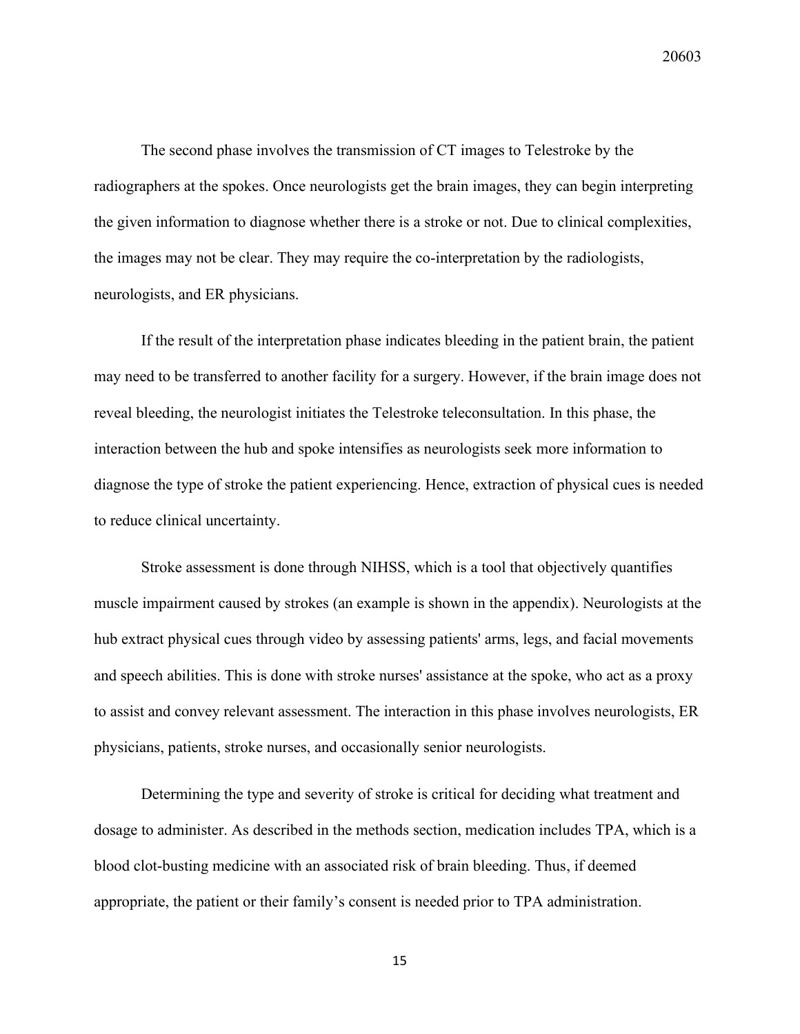The second phase involves the transmission of CT images to Telestroke by the radiographers at the spokes. Once neurologists get the brain images, they can begin interpreting the given information to diagnose whether there is a stroke or not. Due to clinical complexities, the images may not be clear. They may require the co-interpretation by the radiologists, neurologists, and ER physicians.

If the result of the interpretation phase indicates bleeding in the patient brain, the patient may need to be transferred to another facility for a surgery. However, if the brain image does not reveal bleeding, the neurologist initiates the Telestroke teleconsultation. In this phase, the interaction between the hub and spoke intensifies as neurologists seek more information to diagnose the type of stroke the patient experiencing. Hence, extraction of physical cues is needed to reduce clinical uncertainty.

Stroke assessment is done through NIHSS, which is a tool that objectively quantifies muscle impairment caused by strokes (an example is shown in the appendix). Neurologists at the hub extract physical cues through video by assessing patients' arms, legs, and facial movements and speech abilities. This is done with stroke nurses' assistance at the spoke, who act as a proxy to assist and convey relevant assessment. The interaction in this phase involves neurologists, ER physicians, patients, stroke nurses, and occasionally senior neurologists.

Determining the type and severity of stroke is critical for deciding what treatment and dosage to administer. As described in the methods section, medication includes TPA, which is a blood clot-busting medicine with an associated risk of brain bleeding. Thus, if deemed appropriate, the patient or their family's consent is needed prior to TPA administration.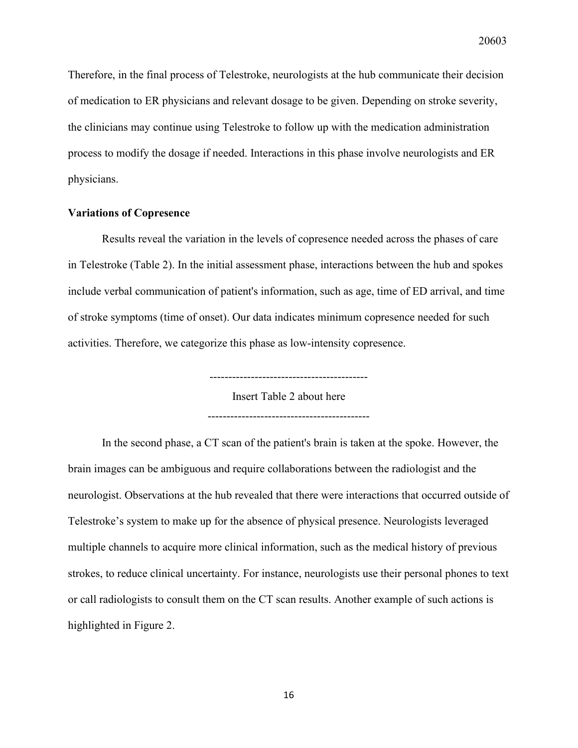Therefore, in the final process of Telestroke, neurologists at the hub communicate their decision of medication to ER physicians and relevant dosage to be given. Depending on stroke severity, the clinicians may continue using Telestroke to follow up with the medication administration process to modify the dosage if needed. Interactions in this phase involve neurologists and ER physicians.

**Variations of Copresence**

Results reveal the variation in the levels of copresence needed across the phases of care in Telestroke (Table 2). In the initial assessment phase, interactions between the hub and spokes include verbal communication of patient's information, such as age, time of ED arrival, and time of stroke symptoms (time of onset). Our data indicates minimum copresence needed for such activities. Therefore, we categorize this phase as low-intensity copresence.

------------------------------------------

Insert Table 2 about here

-------------------------------------------

In the second phase, a CT scan of the patient's brain is taken at the spoke. However, the brain images can be ambiguous and require collaborations between the radiologist and the neurologist. Observations at the hub revealed that there were interactions that occurred outside of Telestroke's system to make up for the absence of physical presence. Neurologists leveraged multiple channels to acquire more clinical information, such as the medical history of previous strokes, to reduce clinical uncertainty. For instance, neurologists use their personal phones to text or call radiologists to consult them on the CT scan results. Another example of such actions is highlighted in Figure 2.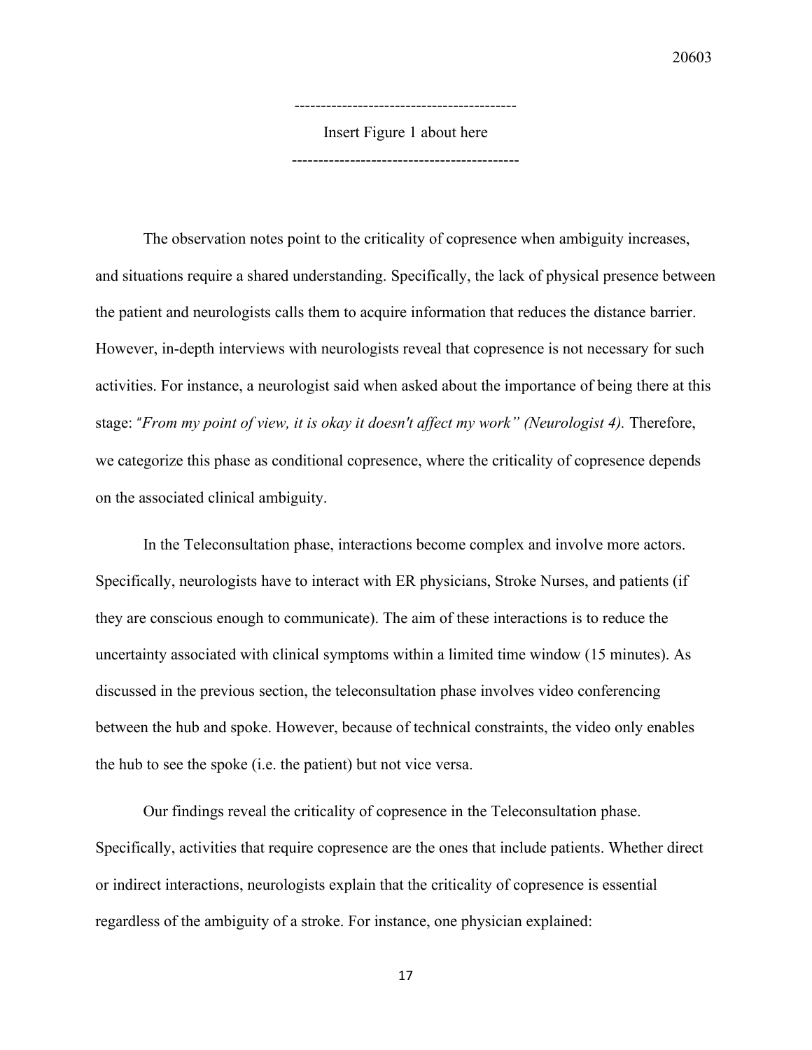------------------------------------------

Insert Figure 1 about here

-------------------------------------------

The observation notes point to the criticality of copresence when ambiguity increases, and situations require a shared understanding. Specifically, the lack of physical presence between the patient and neurologists calls them to acquire information that reduces the distance barrier. However, in-depth interviews with neurologists reveal that copresence is not necessary for such activities. For instance, a neurologist said when asked about the importance of being there at this stage: *"From my point of view, it is okay it doesn't affect my work" (Neurologist 4).* Therefore, we categorize this phase as conditional copresence, where the criticality of copresence depends on the associated clinical ambiguity.

In the Teleconsultation phase, interactions become complex and involve more actors. Specifically, neurologists have to interact with ER physicians, Stroke Nurses, and patients (if they are conscious enough to communicate). The aim of these interactions is to reduce the uncertainty associated with clinical symptoms within a limited time window (15 minutes). As discussed in the previous section, the teleconsultation phase involves video conferencing between the hub and spoke. However, because of technical constraints, the video only enables the hub to see the spoke (i.e. the patient) but not vice versa.

Our findings reveal the criticality of copresence in the Teleconsultation phase. Specifically, activities that require copresence are the ones that include patients. Whether direct or indirect interactions, neurologists explain that the criticality of copresence is essential regardless of the ambiguity of a stroke. For instance, one physician explained: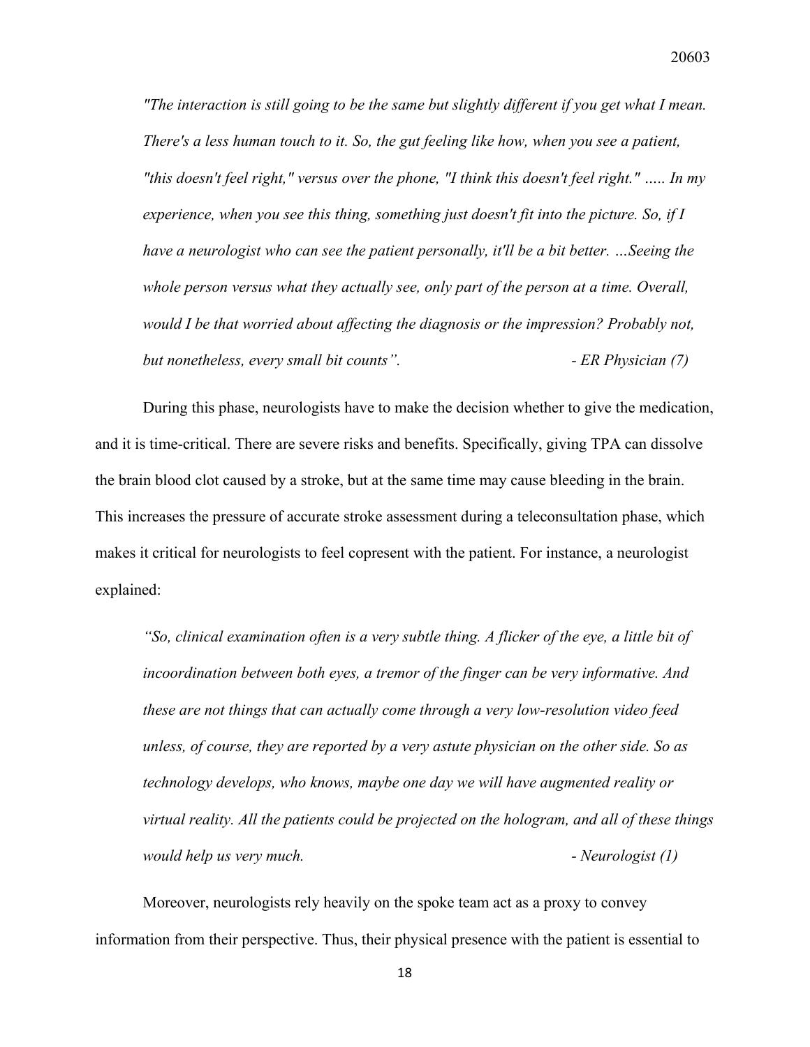*"The interaction is still going to be the same but slightly different if you get what I mean. There's a less human touch to it. So, the gut feeling like how, when you see a patient, "this doesn't feel right," versus over the phone, "I think this doesn't feel right." ….. In my experience, when you see this thing, something just doesn't fit into the picture. So, if I have a neurologist who can see the patient personally, it'll be a bit better. …Seeing the whole person versus what they actually see, only part of the person at a time. Overall, would I be that worried about affecting the diagnosis or the impression? Probably not, but nonetheless, every small bit counts".* - *ER Physician (7)*

During this phase, neurologists have to make the decision whether to give the medication, and it is time-critical. There are severe risks and benefits. Specifically, giving TPA can dissolve the brain blood clot caused by a stroke, but at the same time may cause bleeding in the brain. This increases the pressure of accurate stroke assessment during a teleconsultation phase, which makes it critical for neurologists to feel copresent with the patient. For instance, a neurologist explained:

*"So, clinical examination often is a very subtle thing. A flicker of the eye, a little bit of incoordination between both eyes, a tremor of the finger can be very informative. And these are not things that can actually come through a very low-resolution video feed unless, of course, they are reported by a very astute physician on the other side. So as technology develops, who knows, maybe one day we will have augmented reality or virtual reality. All the patients could be projected on the hologram, and all of these things would help us very much.* - *Neurologist (1)*

Moreover, neurologists rely heavily on the spoke team act as a proxy to convey information from their perspective. Thus, their physical presence with the patient is essential to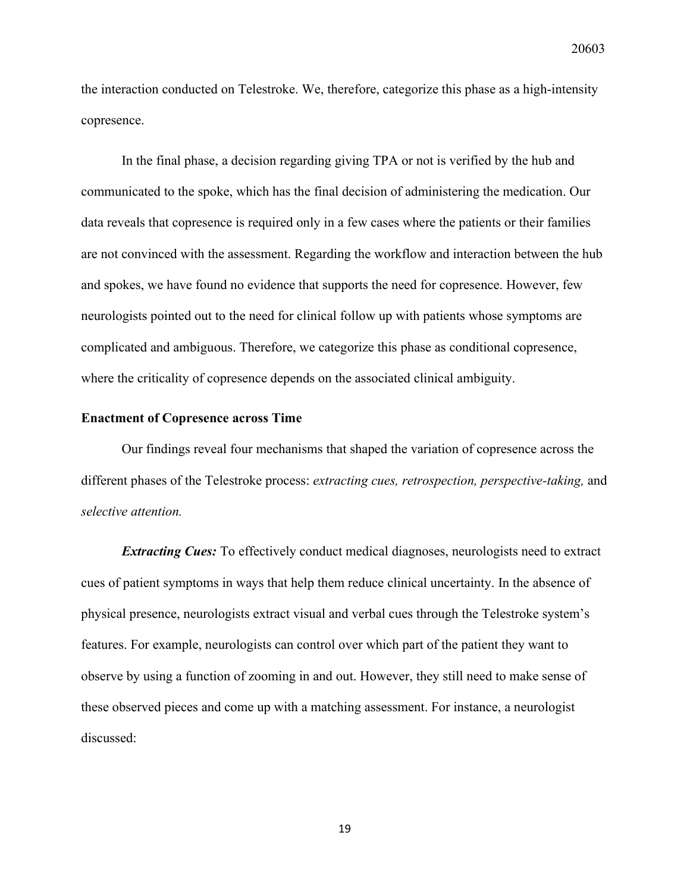the interaction conducted on Telestroke. We, therefore, categorize this phase as a high-intensity copresence.

In the final phase, a decision regarding giving TPA or not is verified by the hub and communicated to the spoke, which has the final decision of administering the medication. Our data reveals that copresence is required only in a few cases where the patients or their families are not convinced with the assessment. Regarding the workflow and interaction between the hub and spokes, we have found no evidence that supports the need for copresence. However, few neurologists pointed out to the need for clinical follow up with patients whose symptoms are complicated and ambiguous. Therefore, we categorize this phase as conditional copresence, where the criticality of copresence depends on the associated clinical ambiguity.

**Enactment of Copresence across Time**

Our findings reveal four mechanisms that shaped the variation of copresence across the different phases of the Telestroke process: *extracting cues, retrospection, perspective-taking,* and *selective attention.*

***Extracting Cues:*** To effectively conduct medical diagnoses, neurologists need to extract cues of patient symptoms in ways that help them reduce clinical uncertainty. In the absence of physical presence, neurologists extract visual and verbal cues through the Telestroke system's features. For example, neurologists can control over which part of the patient they want to observe by using a function of zooming in and out. However, they still need to make sense of these observed pieces and come up with a matching assessment. For instance, a neurologist discussed: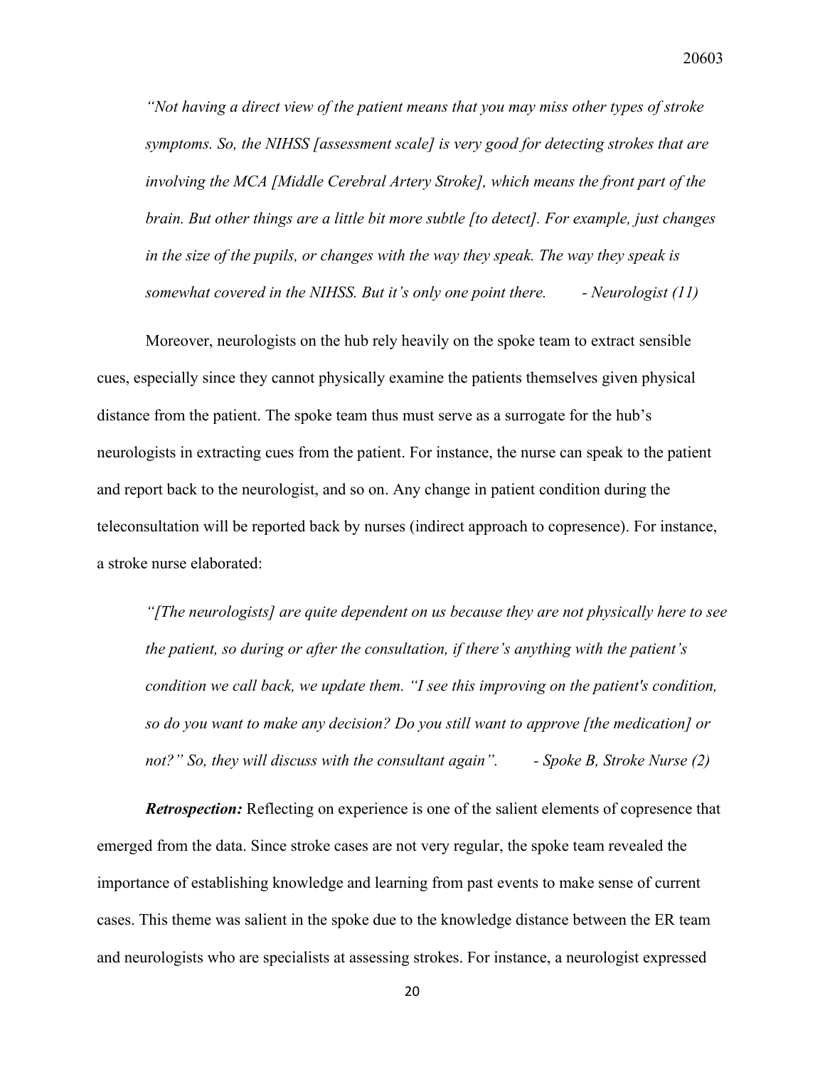*"Not having a direct view of the patient means that you may miss other types of stroke symptoms. So, the NIHSS [assessment scale] is very good for detecting strokes that are involving the MCA [Middle Cerebral Artery Stroke], which means the front part of the brain. But other things are a little bit more subtle [to detect]. For example, just changes in the size of the pupils, or changes with the way they speak. The way they speak is somewhat covered in the NIHSS. But it's only one point there. - Neurologist (11)*

Moreover, neurologists on the hub rely heavily on the spoke team to extract sensible cues, especially since they cannot physically examine the patients themselves given physical distance from the patient. The spoke team thus must serve as a surrogate for the hub's neurologists in extracting cues from the patient. For instance, the nurse can speak to the patient and report back to the neurologist, and so on. Any change in patient condition during the teleconsultation will be reported back by nurses (indirect approach to copresence). For instance, a stroke nurse elaborated:

*"[The neurologists] are quite dependent on us because they are not physically here to see the patient, so during or after the consultation, if there's anything with the patient's condition we call back, we update them. "I see this improving on the patient's condition, so do you want to make any decision? Do you still want to approve [the medication] or not?" So, they will discuss with the consultant again". - Spoke B, Stroke Nurse (2)*

***Retrospection:*** Reflecting on experience is one of the salient elements of copresence that emerged from the data. Since stroke cases are not very regular, the spoke team revealed the importance of establishing knowledge and learning from past events to make sense of current cases. This theme was salient in the spoke due to the knowledge distance between the ER team and neurologists who are specialists at assessing strokes. For instance, a neurologist expressed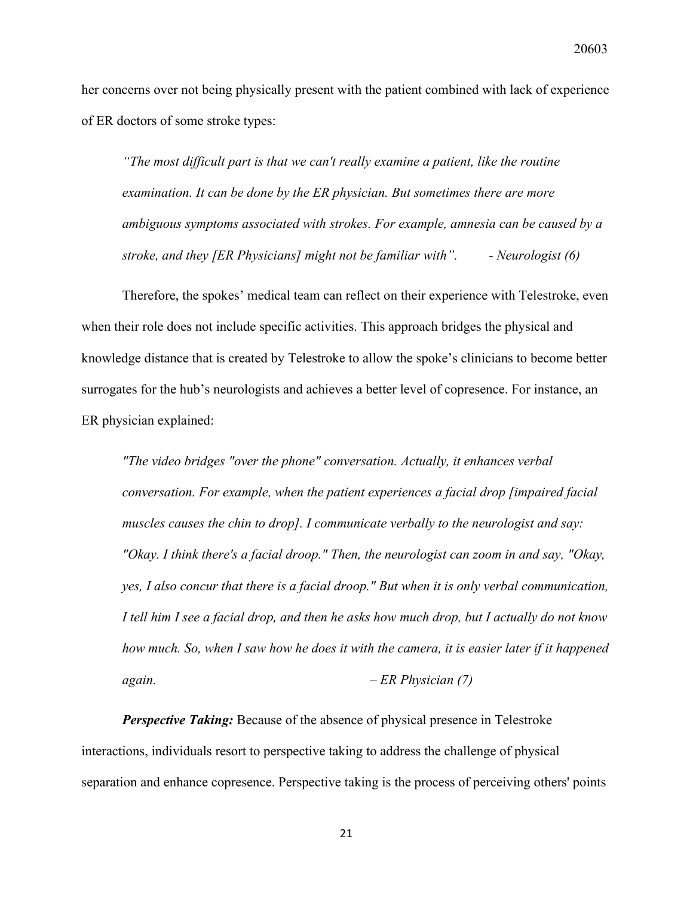her concerns over not being physically present with the patient combined with lack of experience of ER doctors of some stroke types:

> *"The most difficult part is that we can't really examine a patient, like the routine examination. It can be done by the ER physician. But sometimes there are more ambiguous symptoms associated with strokes. For example, amnesia can be caused by a stroke, and they [ER Physicians] might not be familiar with". - Neurologist (6)*

Therefore, the spokes' medical team can reflect on their experience with Telestroke, even when their role does not include specific activities. This approach bridges the physical and knowledge distance that is created by Telestroke to allow the spoke's clinicians to become better surrogates for the hub's neurologists and achieves a better level of copresence. For instance, an ER physician explained:

> *"The video bridges "over the phone" conversation. Actually, it enhances verbal conversation. For example, when the patient experiences a facial drop [impaired facial muscles causes the chin to drop]. I communicate verbally to the neurologist and say: "Okay. I think there's a facial droop." Then, the neurologist can zoom in and say, "Okay, yes, I also concur that there is a facial droop." But when it is only verbal communication, I tell him I see a facial drop, and then he asks how much drop, but I actually do not know how much. So, when I saw how he does it with the camera, it is easier later if it happened again. – ER Physician (7)*

***Perspective Taking:*** Because of the absence of physical presence in Telestroke interactions, individuals resort to perspective taking to address the challenge of physical separation and enhance copresence. Perspective taking is the process of perceiving others' points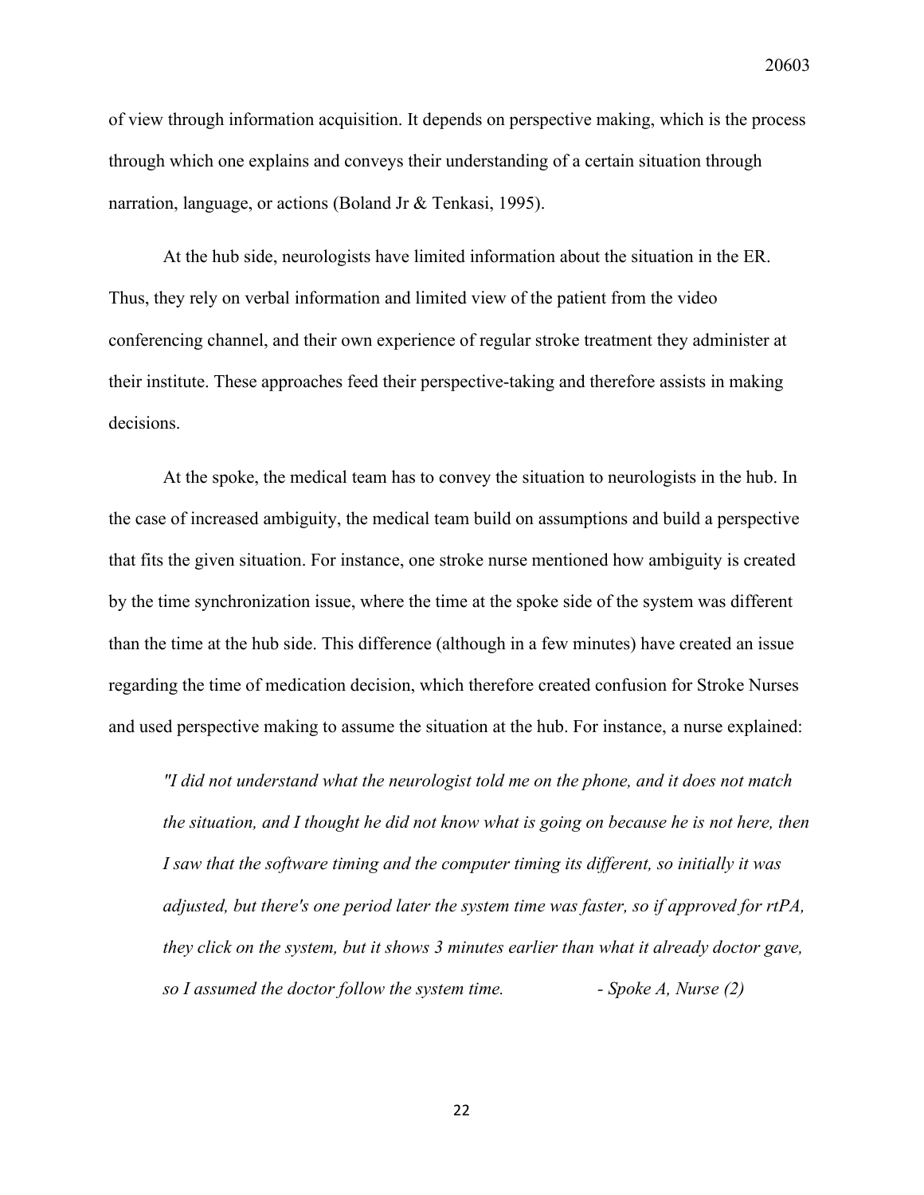of view through information acquisition. It depends on perspective making, which is the process through which one explains and conveys their understanding of a certain situation through narration, language, or actions (Boland Jr & Tenkasi, 1995).

At the hub side, neurologists have limited information about the situation in the ER. Thus, they rely on verbal information and limited view of the patient from the video conferencing channel, and their own experience of regular stroke treatment they administer at their institute. These approaches feed their perspective-taking and therefore assists in making decisions.

At the spoke, the medical team has to convey the situation to neurologists in the hub. In the case of increased ambiguity, the medical team build on assumptions and build a perspective that fits the given situation. For instance, one stroke nurse mentioned how ambiguity is created by the time synchronization issue, where the time at the spoke side of the system was different than the time at the hub side. This difference (although in a few minutes) have created an issue regarding the time of medication decision, which therefore created confusion for Stroke Nurses and used perspective making to assume the situation at the hub. For instance, a nurse explained:

> *"I did not understand what the neurologist told me on the phone, and it does not match the situation, and I thought he did not know what is going on because he is not here, then I saw that the software timing and the computer timing its different, so initially it was adjusted, but there's one period later the system time was faster, so if approved for rtPA, they click on the system, but it shows 3 minutes earlier than what it already doctor gave, so I assumed the doctor follow the system time.* - *Spoke A, Nurse (2)*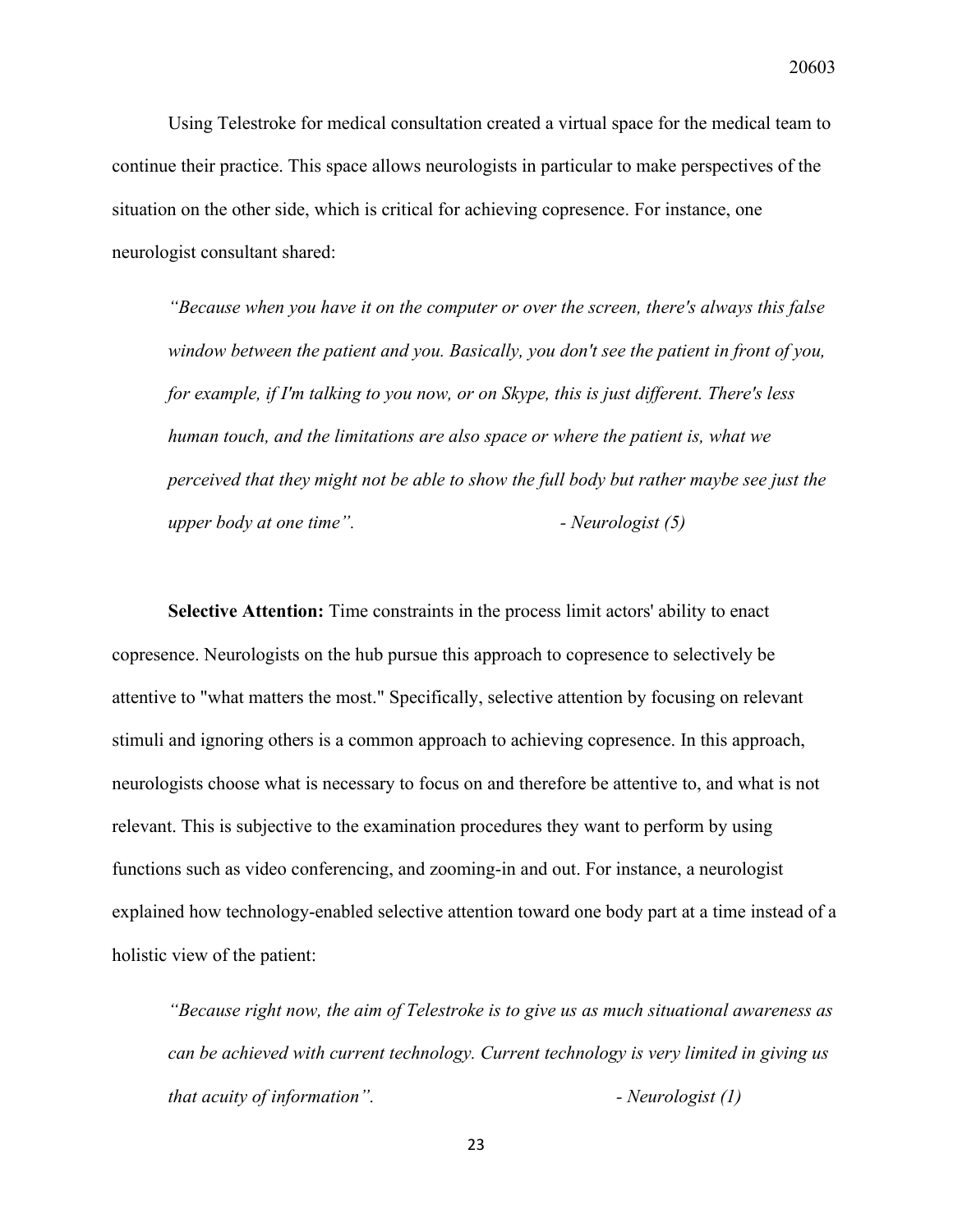Using Telestroke for medical consultation created a virtual space for the medical team to continue their practice. This space allows neurologists in particular to make perspectives of the situation on the other side, which is critical for achieving copresence. For instance, one neurologist consultant shared:

> *"Because when you have it on the computer or over the screen, there's always this false window between the patient and you. Basically, you don't see the patient in front of you, for example, if I'm talking to you now, or on Skype, this is just different. There's less human touch, and the limitations are also space or where the patient is, what we perceived that they might not be able to show the full body but rather maybe see just the upper body at one time".* - *Neurologist (5)*

**Selective Attention:** Time constraints in the process limit actors' ability to enact copresence. Neurologists on the hub pursue this approach to copresence to selectively be attentive to "what matters the most." Specifically, selective attention by focusing on relevant stimuli and ignoring others is a common approach to achieving copresence. In this approach, neurologists choose what is necessary to focus on and therefore be attentive to, and what is not relevant. This is subjective to the examination procedures they want to perform by using functions such as video conferencing, and zooming-in and out. For instance, a neurologist explained how technology-enabled selective attention toward one body part at a time instead of a holistic view of the patient:

> *"Because right now, the aim of Telestroke is to give us as much situational awareness as can be achieved with current technology. Current technology is very limited in giving us that acuity of information".* - *Neurologist (1)*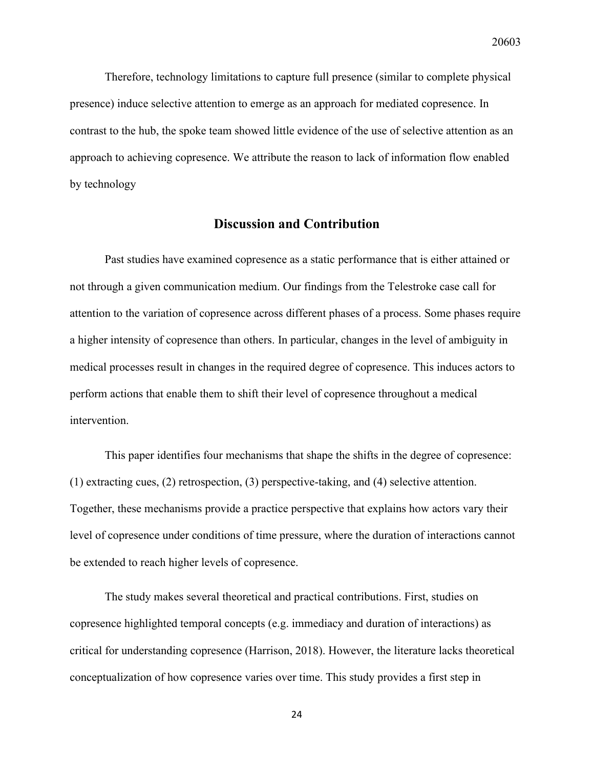Therefore, technology limitations to capture full presence (similar to complete physical presence) induce selective attention to emerge as an approach for mediated copresence. In contrast to the hub, the spoke team showed little evidence of the use of selective attention as an approach to achieving copresence. We attribute the reason to lack of information flow enabled by technology

## Discussion and Contribution

Past studies have examined copresence as a static performance that is either attained or not through a given communication medium. Our findings from the Telestroke case call for attention to the variation of copresence across different phases of a process. Some phases require a higher intensity of copresence than others. In particular, changes in the level of ambiguity in medical processes result in changes in the required degree of copresence. This induces actors to perform actions that enable them to shift their level of copresence throughout a medical intervention.

This paper identifies four mechanisms that shape the shifts in the degree of copresence: (1) extracting cues, (2) retrospection, (3) perspective-taking, and (4) selective attention. Together, these mechanisms provide a practice perspective that explains how actors vary their level of copresence under conditions of time pressure, where the duration of interactions cannot be extended to reach higher levels of copresence.

The study makes several theoretical and practical contributions. First, studies on copresence highlighted temporal concepts (e.g. immediacy and duration of interactions) as critical for understanding copresence (Harrison, 2018). However, the literature lacks theoretical conceptualization of how copresence varies over time. This study provides a first step in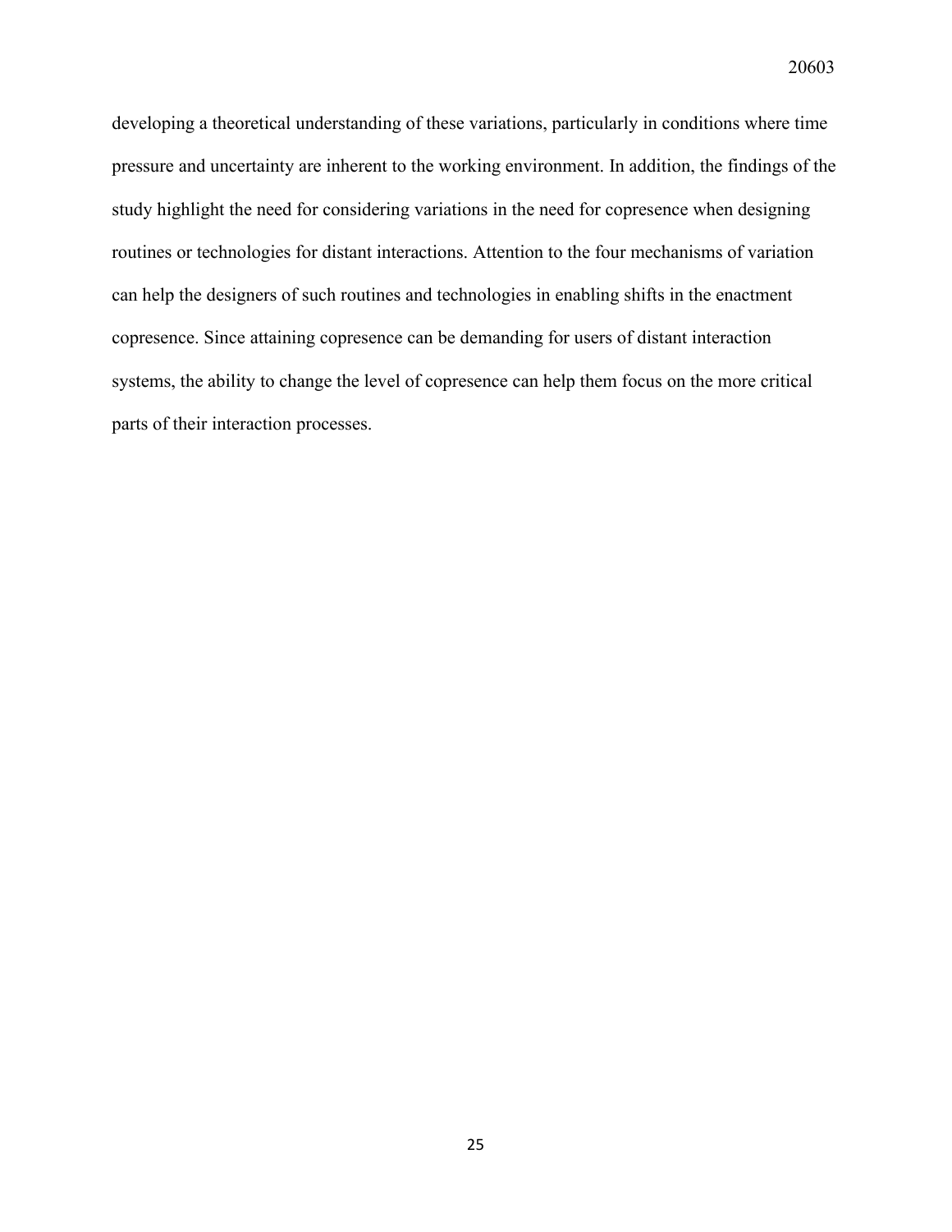developing a theoretical understanding of these variations, particularly in conditions where time pressure and uncertainty are inherent to the working environment. In addition, the findings of the study highlight the need for considering variations in the need for copresence when designing routines or technologies for distant interactions. Attention to the four mechanisms of variation can help the designers of such routines and technologies in enabling shifts in the enactment copresence. Since attaining copresence can be demanding for users of distant interaction systems, the ability to change the level of copresence can help them focus on the more critical parts of their interaction processes.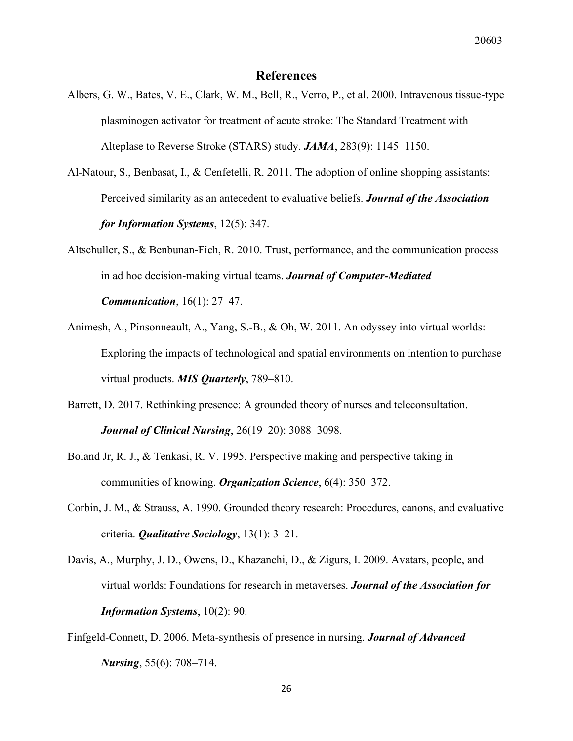## References

Albers, G. W., Bates, V. E., Clark, W. M., Bell, R., Verro, P., et al. 2000. Intravenous tissue-type plasminogen activator for treatment of acute stroke: The Standard Treatment with Alteplase to Reverse Stroke (STARS) study. ***JAMA***, 283(9): 1145–1150.

Al-Natour, S., Benbasat, I., & Cenfetelli, R. 2011. The adoption of online shopping assistants: Perceived similarity as an antecedent to evaluative beliefs. ***Journal of the Association for Information Systems***, 12(5): 347.

Altschuller, S., & Benbunan-Fich, R. 2010. Trust, performance, and the communication process in ad hoc decision-making virtual teams. ***Journal of Computer-Mediated Communication***, 16(1): 27–47.

Animesh, A., Pinsonneault, A., Yang, S.-B., & Oh, W. 2011. An odyssey into virtual worlds: Exploring the impacts of technological and spatial environments on intention to purchase virtual products. ***MIS Quarterly***, 789–810.

Barrett, D. 2017. Rethinking presence: A grounded theory of nurses and teleconsultation. ***Journal of Clinical Nursing***, 26(19–20): 3088–3098.

Boland Jr, R. J., & Tenkasi, R. V. 1995. Perspective making and perspective taking in communities of knowing. ***Organization Science***, 6(4): 350–372.

Corbin, J. M., & Strauss, A. 1990. Grounded theory research: Procedures, canons, and evaluative criteria. ***Qualitative Sociology***, 13(1): 3–21.

Davis, A., Murphy, J. D., Owens, D., Khazanchi, D., & Zigurs, I. 2009. Avatars, people, and virtual worlds: Foundations for research in metaverses. ***Journal of the Association for Information Systems***, 10(2): 90.

Finfgeld-Connett, D. 2006. Meta-synthesis of presence in nursing. ***Journal of Advanced Nursing***, 55(6): 708–714.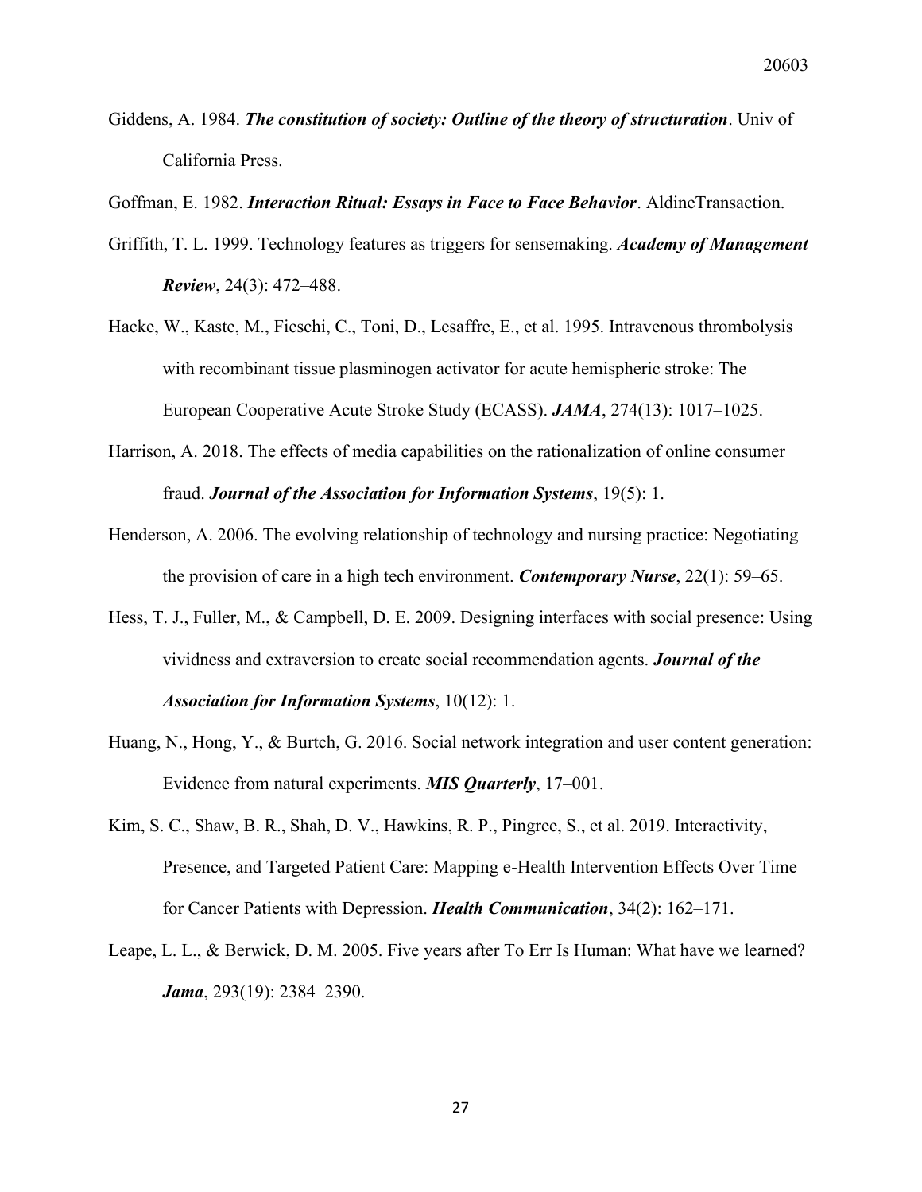Giddens, A. 1984. ***The constitution of society: Outline of the theory of structuration***. Univ of California Press.

Goffman, E. 1982. ***Interaction Ritual: Essays in Face to Face Behavior***. AldineTransaction.

Griffith, T. L. 1999. Technology features as triggers for sensemaking. ***Academy of Management Review***, 24(3): 472–488.

Hacke, W., Kaste, M., Fieschi, C., Toni, D., Lesaffre, E., et al. 1995. Intravenous thrombolysis with recombinant tissue plasminogen activator for acute hemispheric stroke: The European Cooperative Acute Stroke Study (ECASS). ***JAMA***, 274(13): 1017–1025.

Harrison, A. 2018. The effects of media capabilities on the rationalization of online consumer fraud. ***Journal of the Association for Information Systems***, 19(5): 1.

Henderson, A. 2006. The evolving relationship of technology and nursing practice: Negotiating the provision of care in a high tech environment. ***Contemporary Nurse***, 22(1): 59–65.

Hess, T. J., Fuller, M., & Campbell, D. E. 2009. Designing interfaces with social presence: Using vividness and extraversion to create social recommendation agents. ***Journal of the Association for Information Systems***, 10(12): 1.

Huang, N., Hong, Y., & Burtch, G. 2016. Social network integration and user content generation: Evidence from natural experiments. ***MIS Quarterly***, 17–001.

Kim, S. C., Shaw, B. R., Shah, D. V., Hawkins, R. P., Pingree, S., et al. 2019. Interactivity, Presence, and Targeted Patient Care: Mapping e-Health Intervention Effects Over Time for Cancer Patients with Depression. ***Health Communication***, 34(2): 162–171.

Leape, L. L., & Berwick, D. M. 2005. Five years after To Err Is Human: What have we learned? ***Jama***, 293(19): 2384–2390.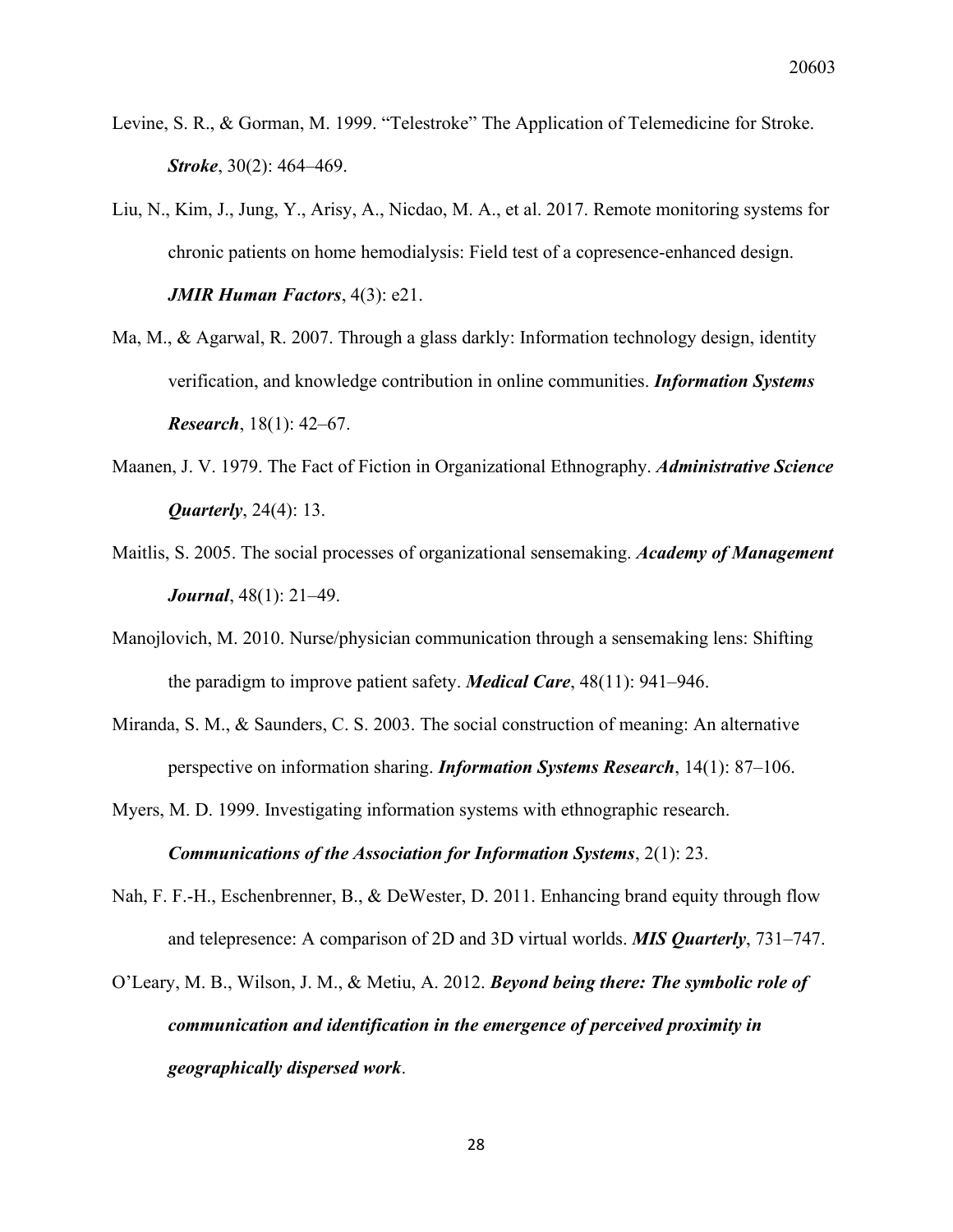Levine, S. R., & Gorman, M. 1999. “Telestroke” The Application of Telemedicine for Stroke. ***Stroke***, 30(2): 464–469.

Liu, N., Kim, J., Jung, Y., Arisy, A., Nicdao, M. A., et al. 2017. Remote monitoring systems for chronic patients on home hemodialysis: Field test of a copresence-enhanced design. ***JMIR Human Factors***, 4(3): e21.

Ma, M., & Agarwal, R. 2007. Through a glass darkly: Information technology design, identity verification, and knowledge contribution in online communities. ***Information Systems Research***, 18(1): 42–67.

Maanen, J. V. 1979. The Fact of Fiction in Organizational Ethnography. ***Administrative Science Quarterly***, 24(4): 13.

Maitlis, S. 2005. The social processes of organizational sensemaking. ***Academy of Management Journal***, 48(1): 21–49.

Manojlovich, M. 2010. Nurse/physician communication through a sensemaking lens: Shifting the paradigm to improve patient safety. ***Medical Care***, 48(11): 941–946.

Miranda, S. M., & Saunders, C. S. 2003. The social construction of meaning: An alternative perspective on information sharing. ***Information Systems Research***, 14(1): 87–106.

Myers, M. D. 1999. Investigating information systems with ethnographic research. ***Communications of the Association for Information Systems***, 2(1): 23.

Nah, F. F.-H., Eschenbrenner, B., & DeWester, D. 2011. Enhancing brand equity through flow and telepresence: A comparison of 2D and 3D virtual worlds. ***MIS Quarterly***, 731–747.

O’Leary, M. B., Wilson, J. M., & Metiu, A. 2012. ***Beyond being there: The symbolic role of communication and identification in the emergence of perceived proximity in geographically dispersed work***.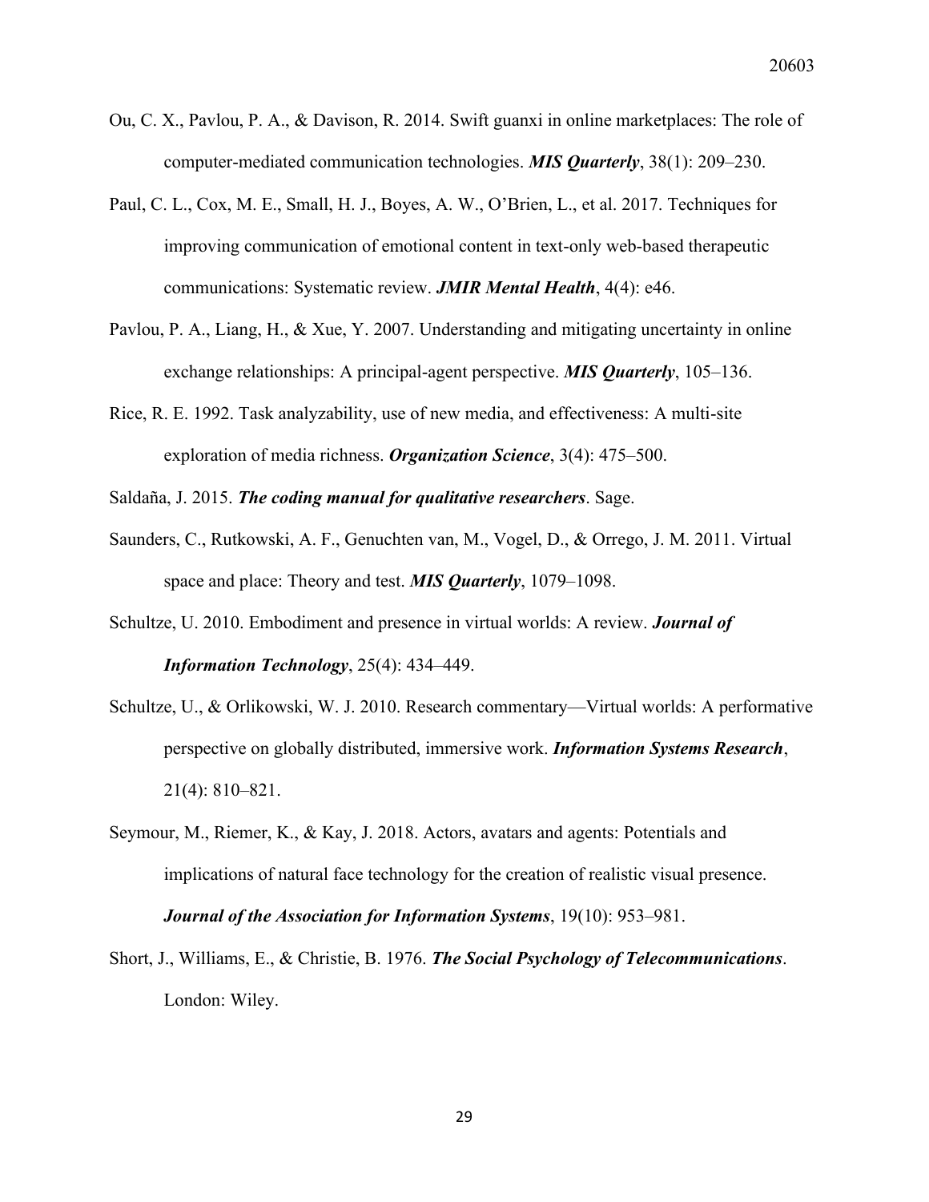Ou, C. X., Pavlou, P. A., & Davison, R. 2014. Swift guanxi in online marketplaces: The role of computer-mediated communication technologies. ***MIS Quarterly***, 38(1): 209–230.

Paul, C. L., Cox, M. E., Small, H. J., Boyes, A. W., O'Brien, L., et al. 2017. Techniques for improving communication of emotional content in text-only web-based therapeutic communications: Systematic review. ***JMIR Mental Health***, 4(4): e46.

Pavlou, P. A., Liang, H., & Xue, Y. 2007. Understanding and mitigating uncertainty in online exchange relationships: A principal-agent perspective. ***MIS Quarterly***, 105–136.

Rice, R. E. 1992. Task analyzability, use of new media, and effectiveness: A multi-site exploration of media richness. ***Organization Science***, 3(4): 475–500.

Saldaña, J. 2015. ***The coding manual for qualitative researchers***. Sage.

Saunders, C., Rutkowski, A. F., Genuchten van, M., Vogel, D., & Orrego, J. M. 2011. Virtual space and place: Theory and test. ***MIS Quarterly***, 1079–1098.

Schultze, U. 2010. Embodiment and presence in virtual worlds: A review. ***Journal of Information Technology***, 25(4): 434–449.

Schultze, U., & Orlikowski, W. J. 2010. Research commentary—Virtual worlds: A performative perspective on globally distributed, immersive work. ***Information Systems Research***, 21(4): 810–821.

Seymour, M., Riemer, K., & Kay, J. 2018. Actors, avatars and agents: Potentials and implications of natural face technology for the creation of realistic visual presence. ***Journal of the Association for Information Systems***, 19(10): 953–981.

Short, J., Williams, E., & Christie, B. 1976. ***The Social Psychology of Telecommunications***. London: Wiley.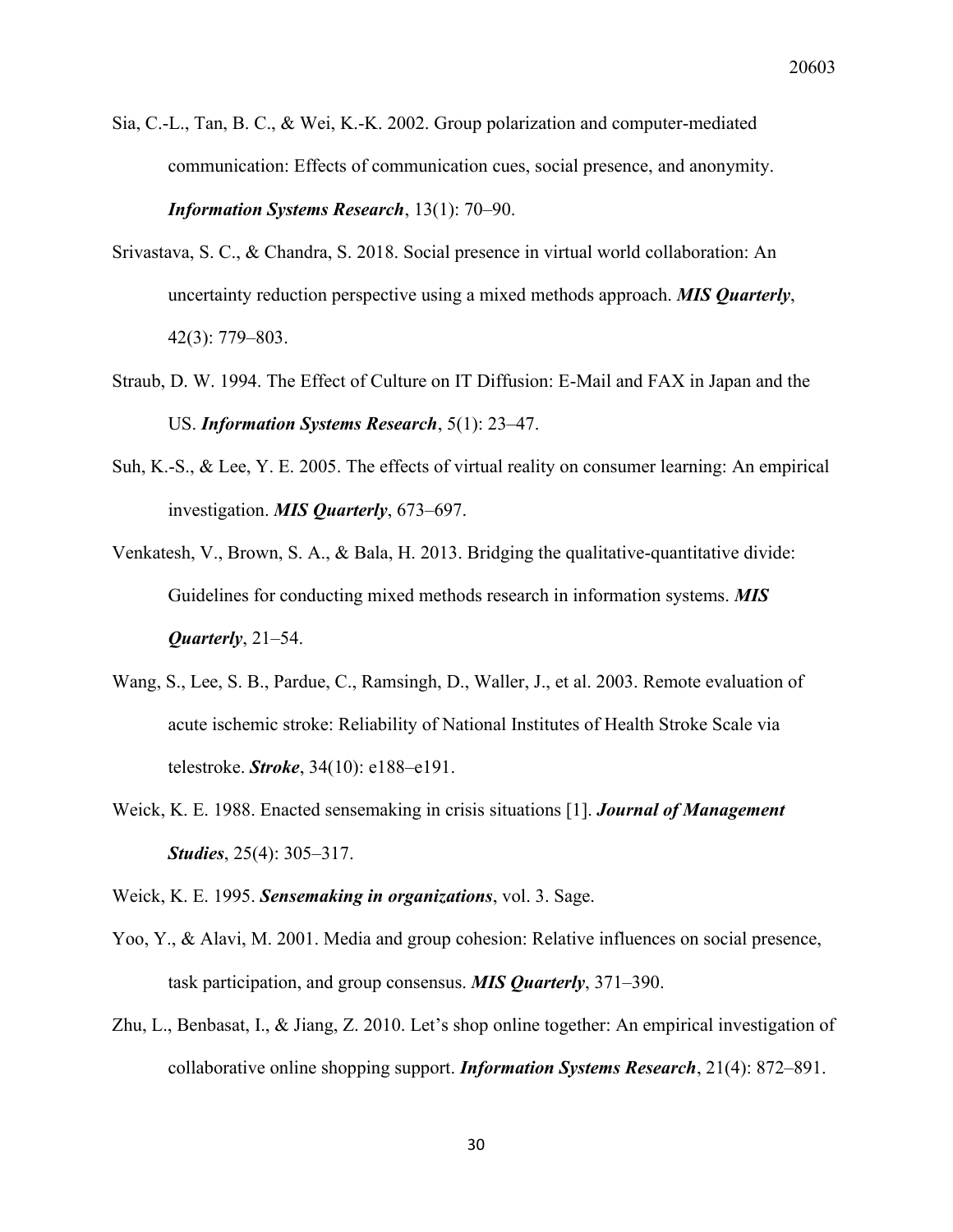Sia, C.-L., Tan, B. C., & Wei, K.-K. 2002. Group polarization and computer-mediated communication: Effects of communication cues, social presence, and anonymity. ***Information Systems Research***, 13(1): 70–90.

Srivastava, S. C., & Chandra, S. 2018. Social presence in virtual world collaboration: An uncertainty reduction perspective using a mixed methods approach. ***MIS Quarterly***, 42(3): 779–803.

Straub, D. W. 1994. The Effect of Culture on IT Diffusion: E-Mail and FAX in Japan and the US. ***Information Systems Research***, 5(1): 23–47.

Suh, K.-S., & Lee, Y. E. 2005. The effects of virtual reality on consumer learning: An empirical investigation. ***MIS Quarterly***, 673–697.

Venkatesh, V., Brown, S. A., & Bala, H. 2013. Bridging the qualitative-quantitative divide: Guidelines for conducting mixed methods research in information systems. ***MIS Quarterly***, 21–54.

Wang, S., Lee, S. B., Pardue, C., Ramsingh, D., Waller, J., et al. 2003. Remote evaluation of acute ischemic stroke: Reliability of National Institutes of Health Stroke Scale via telestroke. ***Stroke***, 34(10): e188–e191.

Weick, K. E. 1988. Enacted sensemaking in crisis situations [1]. ***Journal of Management Studies***, 25(4): 305–317.

Weick, K. E. 1995. ***Sensemaking in organizations***, vol. 3. Sage.

Yoo, Y., & Alavi, M. 2001. Media and group cohesion: Relative influences on social presence, task participation, and group consensus. ***MIS Quarterly***, 371–390.

Zhu, L., Benbasat, I., & Jiang, Z. 2010. Let's shop online together: An empirical investigation of collaborative online shopping support. ***Information Systems Research***, 21(4): 872–891.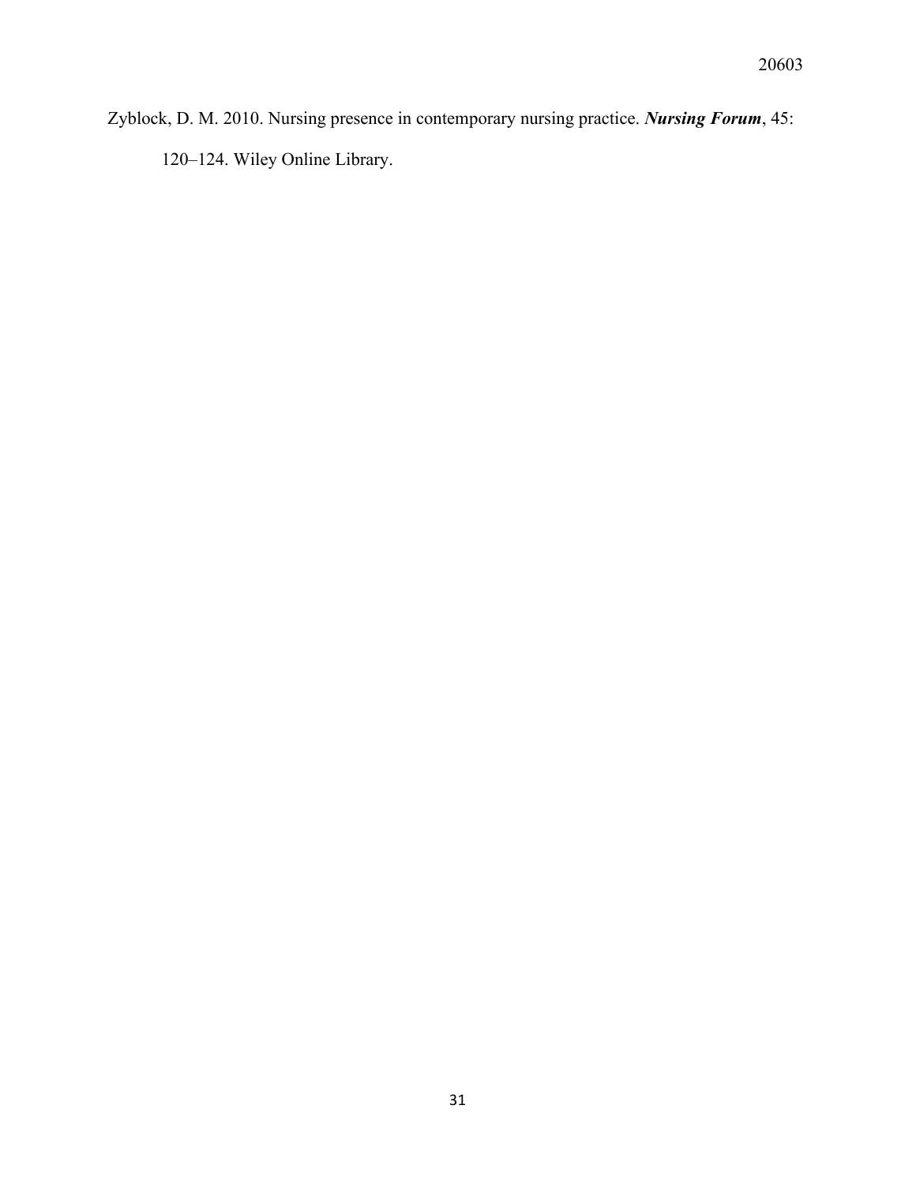Zyblock, D. M. 2010. Nursing presence in contemporary nursing practice. ***Nursing Forum***, 45: 120–124. Wiley Online Library.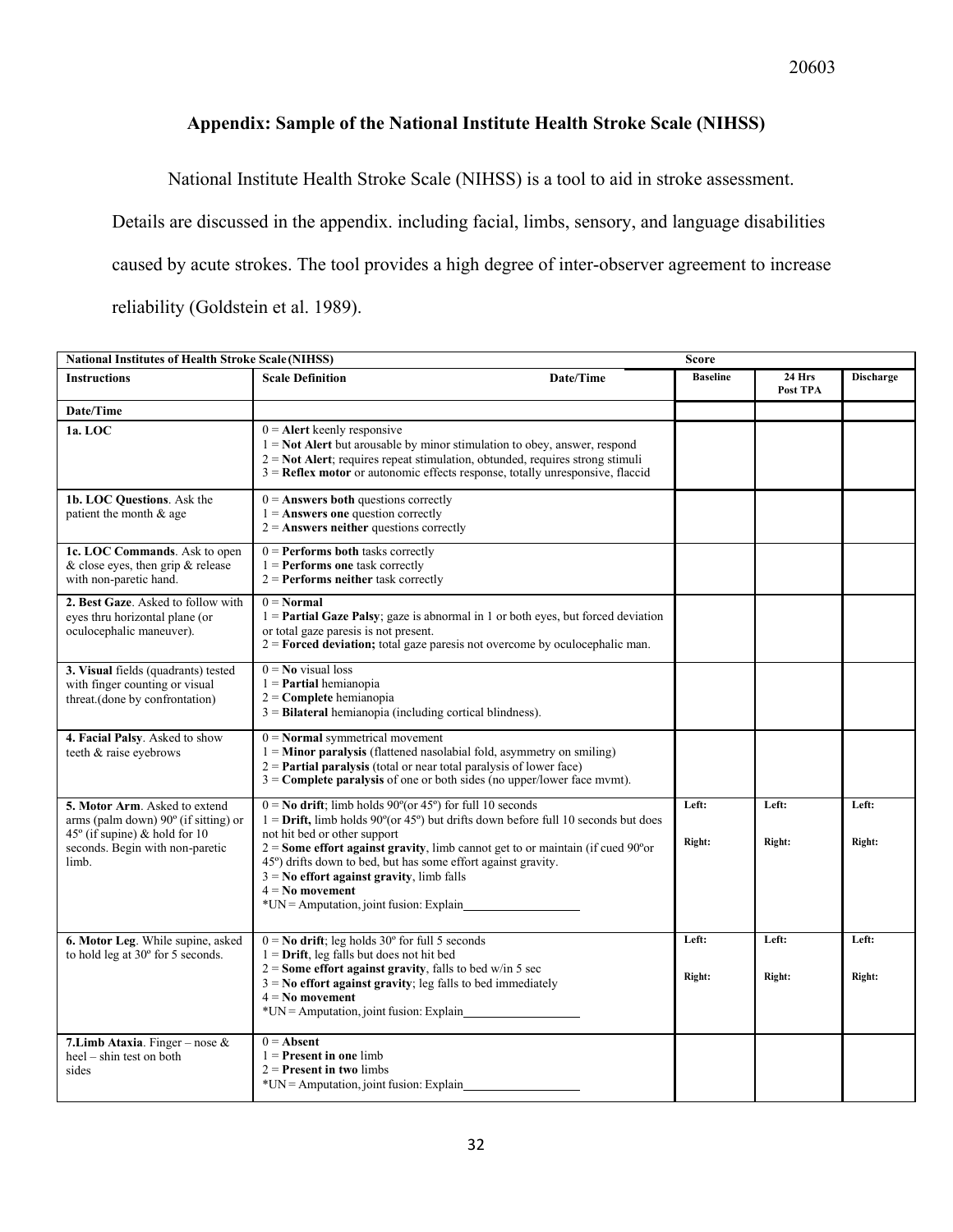## Appendix: Sample of the National Institute Health Stroke Scale (NIHSS)

National Institute Health Stroke Scale (NIHSS) is a tool to aid in stroke assessment. Details are discussed in the appendix. including facial, limbs, sensory, and language disabilities caused by acute strokes. The tool provides a high degree of inter-observer agreement to increase reliability (Goldstein et al. 1989).

| **National Institutes of Health Stroke Scale (NIHSS)** | | **Score** | | |
|---|---|---|---|---|
| **Instructions** | **Scale Definition** **Date/Time** | **Baseline** | **24 Hrs Post TPA** | **Discharge** |
| **Date/Time** | | | | |
| **1a. LOC** | 0 = **Alert** keenly responsive<br>1 = **Not Alert** but arousable by minor stimulation to obey, answer, respond<br>2 = **Not Alert**; requires repeat stimulation, obtunded, requires strong stimuli<br>3 = **Reflex motor** or autonomic effects response, totally unresponsive, flaccid | | | |
| **1b. LOC Questions**. Ask the patient the month & age | 0 = **Answers both** questions correctly<br>1 = **Answers one** question correctly<br>2 = **Answers neither** questions correctly | | | |
| **1c. LOC Commands**. Ask to open & close eyes, then grip & release with non-paretic hand. | 0 = **Performs both** tasks correctly<br>1 = **Performs one** task correctly<br>2 = **Performs neither** task correctly | | | |
| **2. Best Gaze**. Asked to follow with eyes thru horizontal plane (or oculocephalic maneuver). | 0 = **Normal**<br>1 = **Partial Gaze Palsy**; gaze is abnormal in 1 or both eyes, but forced deviation or total gaze paresis is not present.<br>2 = **Forced deviation;** total gaze paresis not overcome by oculocephalic man. | | | |
| **3. Visual** fields (quadrants) tested with finger counting or visual threat.(done by confrontation) | 0 = **No** visual loss<br>1 = **Partial** hemianopia<br>2 = **Complete** hemianopia<br>3 = **Bilateral** hemianopia (including cortical blindness). | | | |
| **4. Facial Palsy**. Asked to show teeth & raise eyebrows | 0 = **Normal** symmetrical movement<br>1 = **Minor paralysis** (flattened nasolabial fold, asymmetry on smiling)<br>2 = **Partial paralysis** (total or near total paralysis of lower face)<br>3 = **Complete paralysis** of one or both sides (no upper/lower face mvmt). | | | |
| **5. Motor Arm**. Asked to extend arms (palm down) 90º (if sitting) or 45º (if supine) & hold for 10 seconds. Begin with non-paretic limb. | 0 = **No drift**; limb holds 90º(or 45º) for full 10 seconds<br>1 = **Drift,** limb holds 90º(or 45º) but drifts down before full 10 seconds but does not hit bed or other support<br>2 = **Some effort against gravity**, limb cannot get to or maintain (if cued 90ºor 45º) drifts down to bed, but has some effort against gravity.<br>3 = **No effort against gravity**, limb falls<br>4 = **No movement**<br>*UN = Amputation, joint fusion: Explain__________ | **Left:**<br><br>**Right:** | **Left:**<br><br>**Right:** | **Left:**<br><br>**Right:** |
| **6. Motor Leg**. While supine, asked to hold leg at 30º for 5 seconds. | 0 = **No drift**; leg holds 30º for full 5 seconds<br>1 = **Drift**, leg falls but does not hit bed<br>2 = **Some effort against gravity**, falls to bed w/in 5 sec<br>3 = **No effort against gravity**; leg falls to bed immediately<br>4 = **No movement**<br>*UN = Amputation, joint fusion: Explain__________ | **Left:**<br><br>**Right:** | **Left:**<br><br>**Right:** | **Left:**<br><br>**Right:** |
| **7.Limb Ataxia**. Finger – nose & heel – shin test on both sides | 0 = **Absent**<br>1 = **Present in one** limb<br>2 = **Present in two** limbs<br>*UN = Amputation, joint fusion: Explain__________ | | | |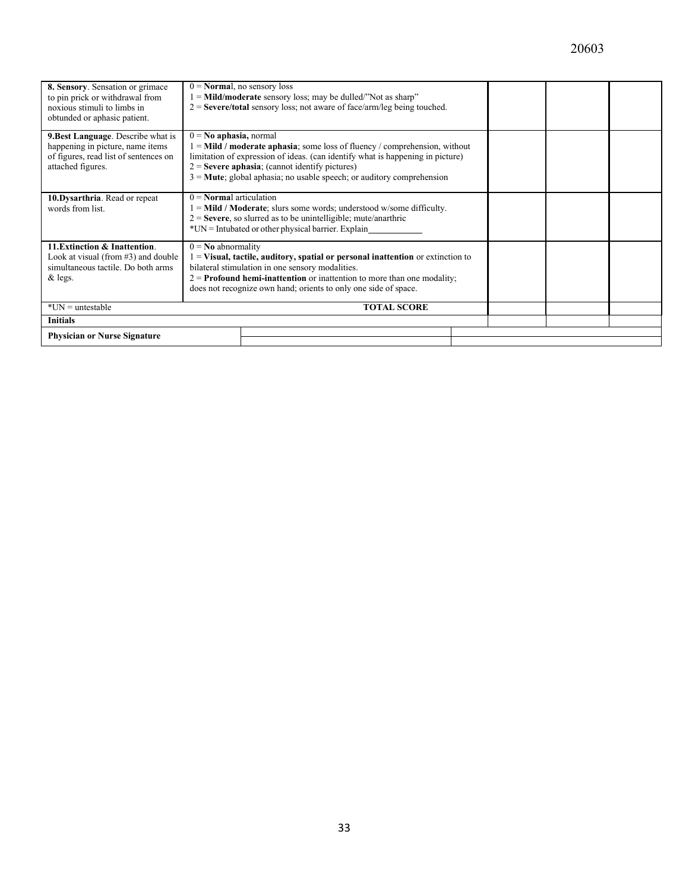| | | | | |
|---|---|---|---|---|
| **8. Sensory**. Sensation or grimace to pin prick or withdrawal from noxious stimuli to limbs in obtunded or aphasic patient. | 0 = **Norma**l, no sensory loss<br>1 = **Mild/moderate** sensory loss; may be dulled/"Not as sharp"<br>2 = **Severe/total** sensory loss; not aware of face/arm/leg being touched. | | | |
| **9.Best Language**. Describe what is happening in picture, name items of figures, read list of sentences on attached figures. | 0 = **No aphasia,** normal<br>1 = **Mild / moderate aphasia**; some loss of fluency / comprehension, without limitation of expression of ideas. (can identify what is happening in picture)<br>2 = **Severe aphasia**; (cannot identify pictures)<br>3 = **Mute**; global aphasia; no usable speech; or auditory comprehension | | | |
| **10.Dysarthria**. Read or repeat words from list. | 0 = **Norma**l articulation<br>1 = **Mild / Moderate**; slurs some words; understood w/some difficulty.<br>2 = **Severe**, so slurred as to be unintelligible; mute/anarthric<br>*UN = Intubated or other physical barrier. Explain____________ | | | |
| **11.Extinction & Inattention**. Look at visual (from #3) and double simultaneous tactile. Do both arms & legs. | 0 = **No** abnormality<br>1 = **Visual, tactile, auditory, spatial or personal inattention** or extinction to bilateral stimulation in one sensory modalities.<br>2 = **Profound hemi-inattention** or inattention to more than one modality; does not recognize own hand; orients to only one side of space. | | | |
| *UN = untestable | **TOTAL SCORE** | | | |
| **Initials** | | | | |
| **Physician or Nurse Signature** | | | | |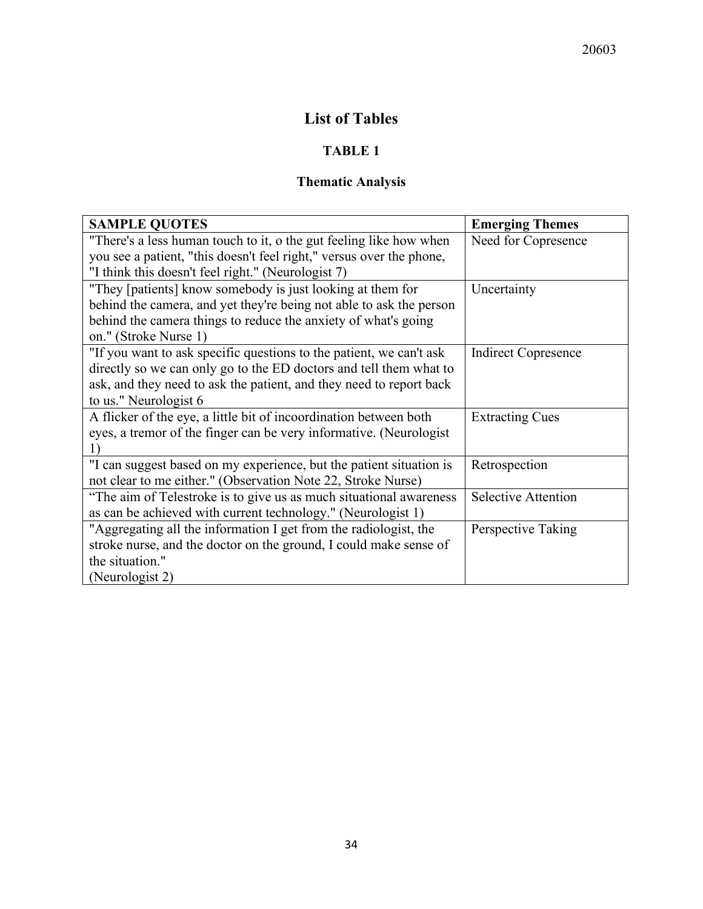# List of Tables

## TABLE 1

### Thematic Analysis

| SAMPLE QUOTES | Emerging Themes |
|---|---|
| "There's a less human touch to it, o the gut feeling like how when you see a patient, "this doesn't feel right," versus over the phone, "I think this doesn't feel right." (Neurologist 7) | Need for Copresence |
| "They [patients] know somebody is just looking at them for behind the camera, and yet they're being not able to ask the person behind the camera things to reduce the anxiety of what's going on." (Stroke Nurse 1) | Uncertainty |
| "If you want to ask specific questions to the patient, we can't ask directly so we can only go to the ED doctors and tell them what to ask, and they need to ask the patient, and they need to report back to us." Neurologist 6 | Indirect Copresence |
| A flicker of the eye, a little bit of incoordination between both eyes, a tremor of the finger can be very informative. (Neurologist 1) | Extracting Cues |
| "I can suggest based on my experience, but the patient situation is not clear to me either." (Observation Note 22, Stroke Nurse) | Retrospection |
| "The aim of Telestroke is to give us as much situational awareness as can be achieved with current technology." (Neurologist 1) | Selective Attention |
| "Aggregating all the information I get from the radiologist, the stroke nurse, and the doctor on the ground, I could make sense of the situation." (Neurologist 2) | Perspective Taking |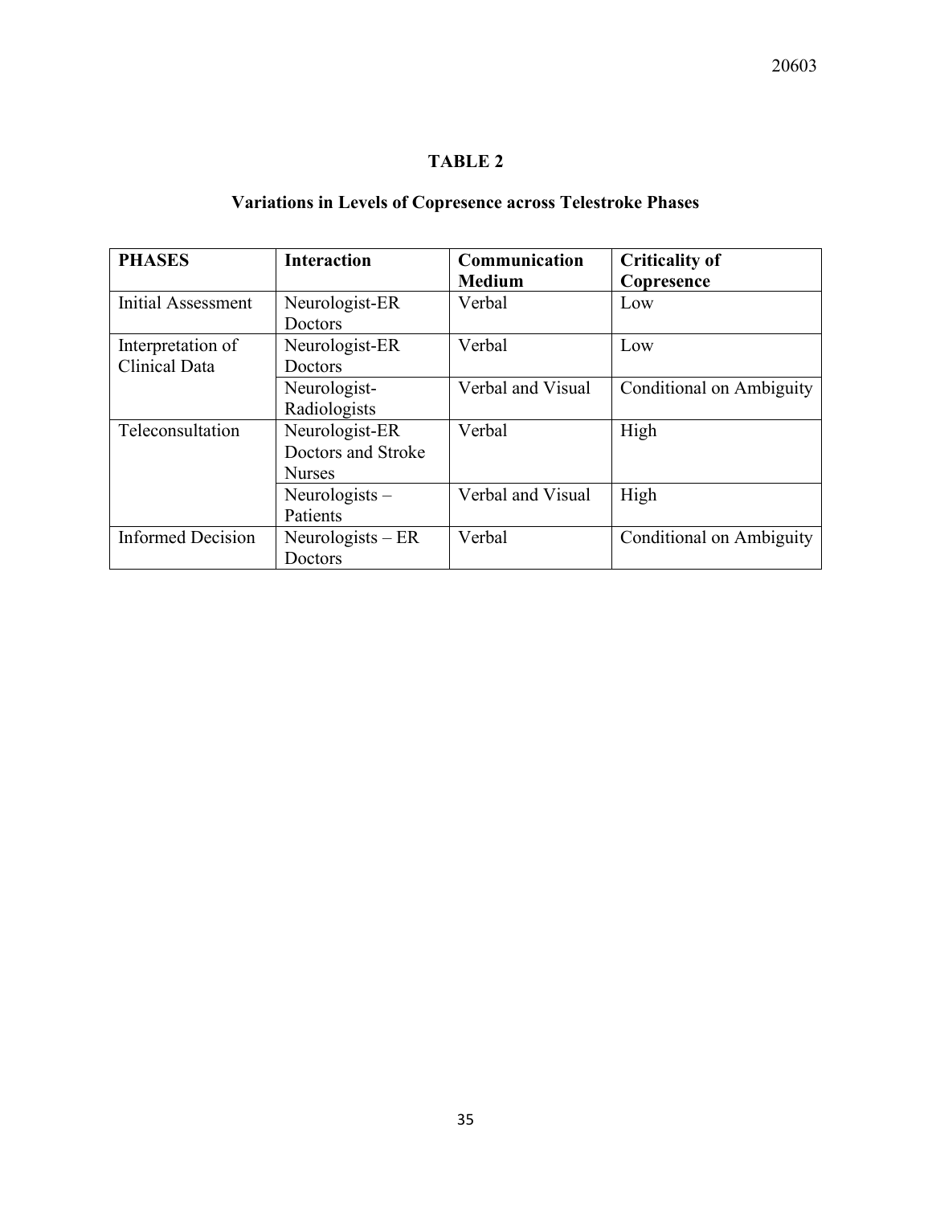**TABLE 2**

**Variations in Levels of Copresence across Telestroke Phases**

| **PHASES** | **Interaction** | **Communication Medium** | **Criticality of Copresence** |
|---|---|---|---|
| Initial Assessment | Neurologist-ER Doctors | Verbal | Low |
| Interpretation of Clinical Data | Neurologist-ER Doctors | Verbal | Low |
| | Neurologist-Radiologists | Verbal and Visual | Conditional on Ambiguity |
| Teleconsultation | Neurologist-ER Doctors and Stroke Nurses | Verbal | High |
| | Neurologists – Patients | Verbal and Visual | High |
| Informed Decision | Neurologists – ER Doctors | Verbal | Conditional on Ambiguity |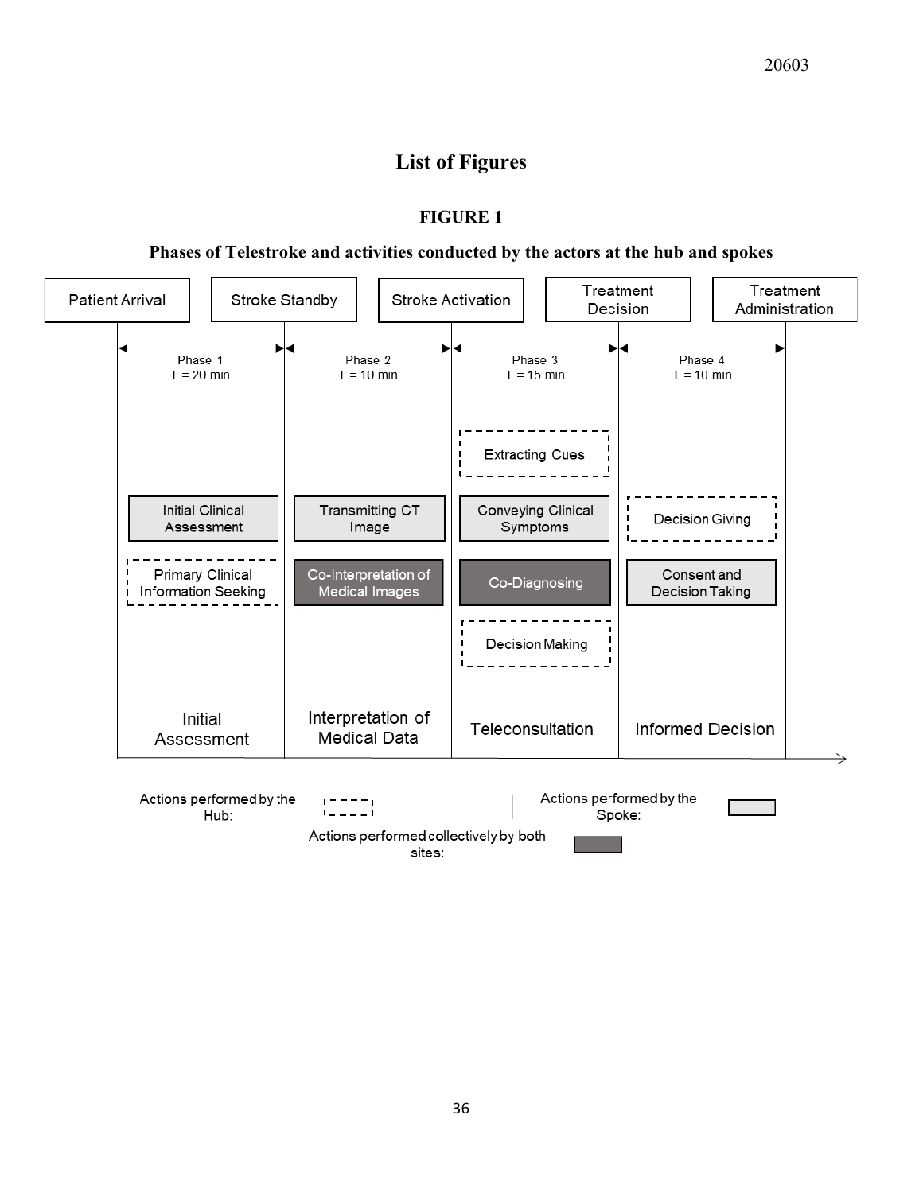# List of Figures

## FIGURE 1

### Phases of Telestroke and activities conducted by the actors at the hub and spokes

| | Phase 1 (T = 20 min) | Phase 2 (T = 10 min) | Phase 3 (T = 15 min) | Phase 4 (T = 10 min) |
|---|---|---|---|---|
| Milestones | Patient Arrival → Stroke Standby | Stroke Standby → Stroke Activation | Stroke Activation → Treatment Decision | Treatment Decision → Treatment Administration |
| Actions performed by the Hub | Primary Clinical Information Seeking | | Extracting Cues; Decision Making | Decision Giving |
| Actions performed by the Spoke | Initial Clinical Assessment | Transmitting CT Image | Conveying Clinical Symptoms | Consent and Decision Taking |
| Actions performed collectively by both sites | | Co-Interpretation of Medical Images | Co-Diagnosing | |
| Phase | Initial Assessment | Interpretation of Medical Data | Teleconsultation | Informed Decision |

Actions performed by the Hub: (dashed box)

Actions performed by the Spoke: (light grey box)

Actions performed collectively by both sites: (dark grey box)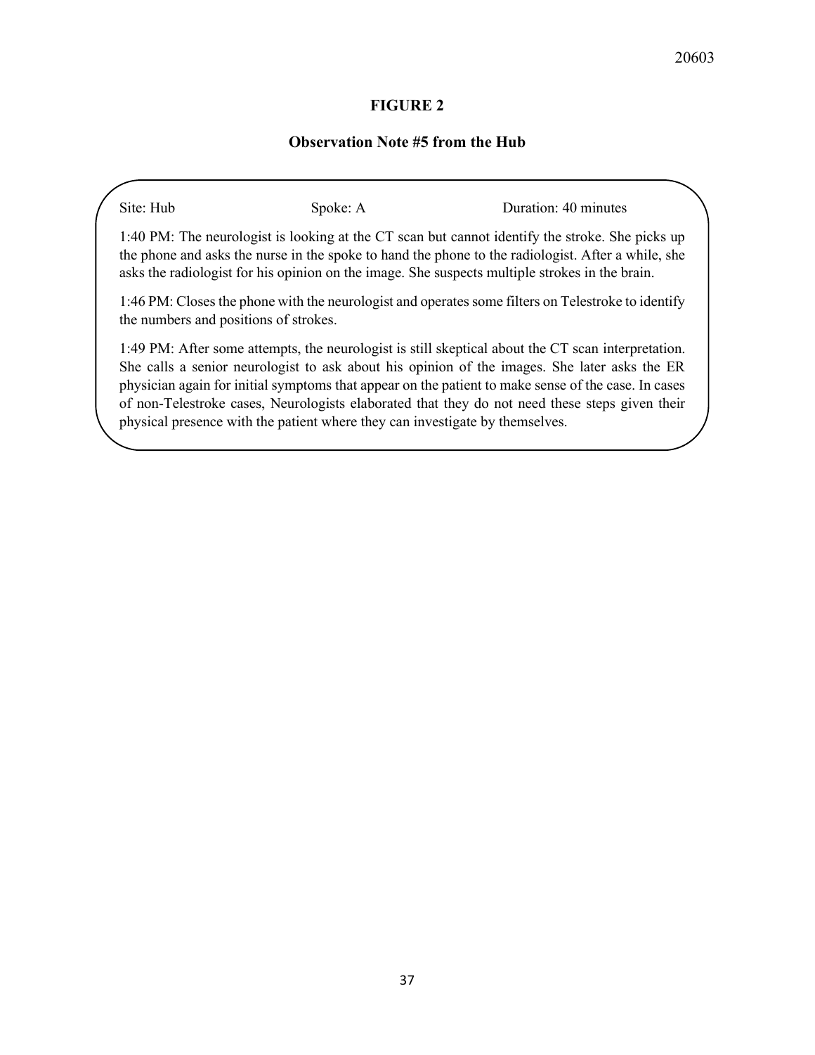**FIGURE 2**

**Observation Note #5 from the Hub**

Site: Hub    Spoke: A    Duration: 40 minutes

1:40 PM: The neurologist is looking at the CT scan but cannot identify the stroke. She picks up the phone and asks the nurse in the spoke to hand the phone to the radiologist. After a while, she asks the radiologist for his opinion on the image. She suspects multiple strokes in the brain.

1:46 PM: Closes the phone with the neurologist and operates some filters on Telestroke to identify the numbers and positions of strokes.

1:49 PM: After some attempts, the neurologist is still skeptical about the CT scan interpretation. She calls a senior neurologist to ask about his opinion of the images. She later asks the ER physician again for initial symptoms that appear on the patient to make sense of the case. In cases of non-Telestroke cases, Neurologists elaborated that they do not need these steps given their physical presence with the patient where they can investigate by themselves.